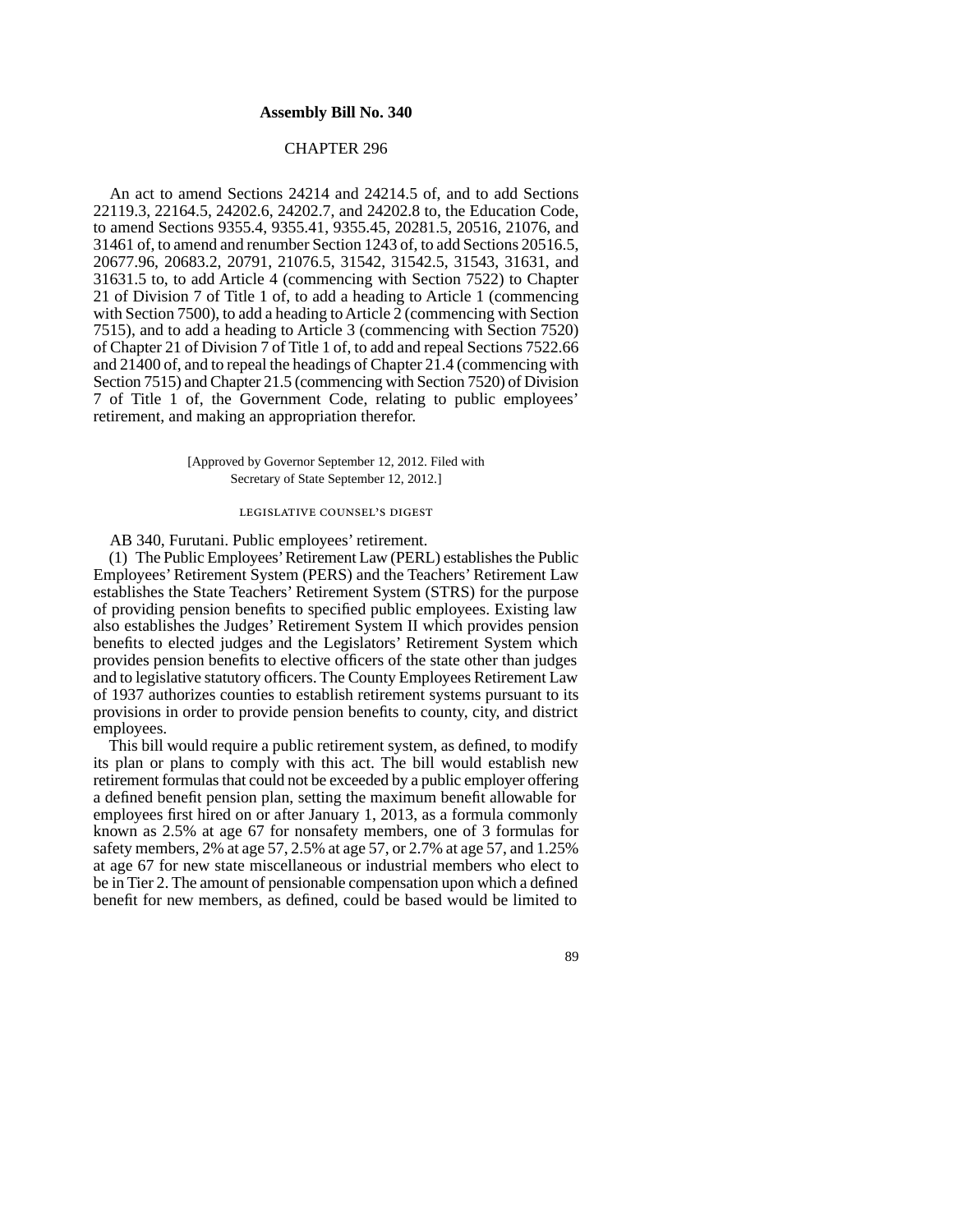# Assembly Bill No. 340

## CHAPTER 296

An act to amend Sections 24214 and 24214.5 of, and to add Sections 22119.3, 22164.5, 24202.6, 24202.7, and 24202.8 to, the Education Code, to amend Sections 9355.4, 9355.41, 9355.45, 20281.5, 20516, 21076, and 31461 of, to amend and renumber Section 1243 of, to add Sections 20516.5, 20677.96, 20683.2, 20791, 21076.5, 31542, 31542.5, 31543, 31631, and 31631.5 to, to add Article 4 (commencing with Section 7522) to Chapter 21 of Division 7 of Title 1 of, to add a heading to Article 1 (commencing with Section 7500), to add a heading to Article 2 (commencing with Section 7515), and to add a heading to Article 3 (commencing with Section 7520) of Chapter 21 of Division 7 of Title 1 of, to add and repeal Sections 7522.66 and 21400 of, and to repeal the headings of Chapter 21.4 (commencing with Section 7515) and Chapter 21.5 (commencing with Section 7520) of Division 7 of Title 1 of, the Government Code, relating to public employees' retirement, and making an appropriation therefor.

[Approved by Governor September 12, 2012. Filed with Secretary of State September 12, 2012.]

### LEGISLATIVE COUNSEL'S DIGEST

AB 340, Furutani. Public employees' retirement.

(1) The Public Employees' Retirement Law (PERL) establishes the Public Employees' Retirement System (PERS) and the Teachers' Retirement Law establishes the State Teachers' Retirement System (STRS) for the purpose of providing pension benefits to specified public employees. Existing law also establishes the Judges' Retirement System II which provides pension benefits to elected judges and the Legislators' Retirement System which provides pension benefits to elective officers of the state other than judges and to legislative statutory officers. The County Employees Retirement Law of 1937 authorizes counties to establish retirement systems pursuant to its provisions in order to provide pension benefits to county, city, and district employees.

This bill would require a public retirement system, as defined, to modify its plan or plans to comply with this act. The bill would establish new retirement formulas that could not be exceeded by a public employer offering a defined benefit pension plan, setting the maximum benefit allowable for employees first hired on or after January 1, 2013, as a formula commonly known as 2.5% at age 67 for nonsafety members, one of 3 formulas for safety members, 2% at age 57, 2.5% at age 57, or 2.7% at age 57, and 1.25% at age 67 for new state miscellaneous or industrial members who elect to be in Tier 2. The amount of pensionable compensation upon which a defined benefit for new members, as defined, could be based would be limited to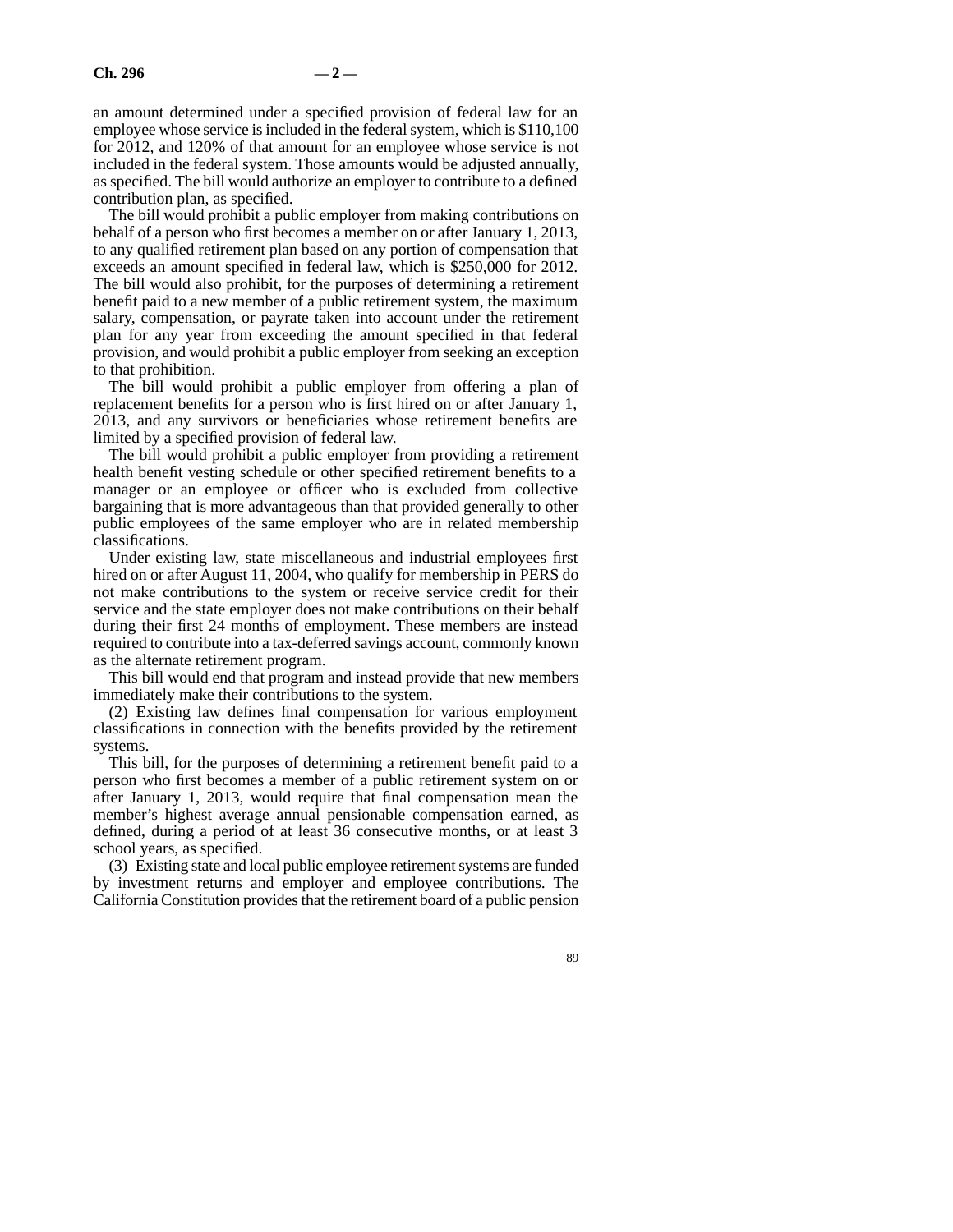an amount determined under a specified provision of federal law for an employee whose service is included in the federal system, which is $110,100 for 2012, and 120% of that amount for an employee whose service is not included in the federal system. Those amounts would be adjusted annually, as specified. The bill would authorize an employer to contribute to a defined contribution plan, as specified.

The bill would prohibit a public employer from making contributions on behalf of a person who first becomes a member on or after January 1, 2013, to any qualified retirement plan based on any portion of compensation that exceeds an amount specified in federal law, which is $250,000 for 2012. The bill would also prohibit, for the purposes of determining a retirement benefit paid to a new member of a public retirement system, the maximum salary, compensation, or payrate taken into account under the retirement plan for any year from exceeding the amount specified in that federal provision, and would prohibit a public employer from seeking an exception to that prohibition.

The bill would prohibit a public employer from offering a plan of replacement benefits for a person who is first hired on or after January 1, 2013, and any survivors or beneficiaries whose retirement benefits are limited by a specified provision of federal law.

The bill would prohibit a public employer from providing a retirement health benefit vesting schedule or other specified retirement benefits to a manager or an employee or officer who is excluded from collective bargaining that is more advantageous than that provided generally to other public employees of the same employer who are in related membership classifications.

Under existing law, state miscellaneous and industrial employees first hired on or after August 11, 2004, who qualify for membership in PERS do not make contributions to the system or receive service credit for their service and the state employer does not make contributions on their behalf during their first 24 months of employment. These members are instead required to contribute into a tax-deferred savings account, commonly known as the alternate retirement program.

This bill would end that program and instead provide that new members immediately make their contributions to the system.

(2) Existing law defines final compensation for various employment classifications in connection with the benefits provided by the retirement systems.

This bill, for the purposes of determining a retirement benefit paid to a person who first becomes a member of a public retirement system on or after January 1, 2013, would require that final compensation mean the member's highest average annual pensionable compensation earned, as defined, during a period of at least 36 consecutive months, or at least 3 school years, as specified.

(3) Existing state and local public employee retirement systems are funded by investment returns and employer and employee contributions. The California Constitution provides that the retirement board of a public pension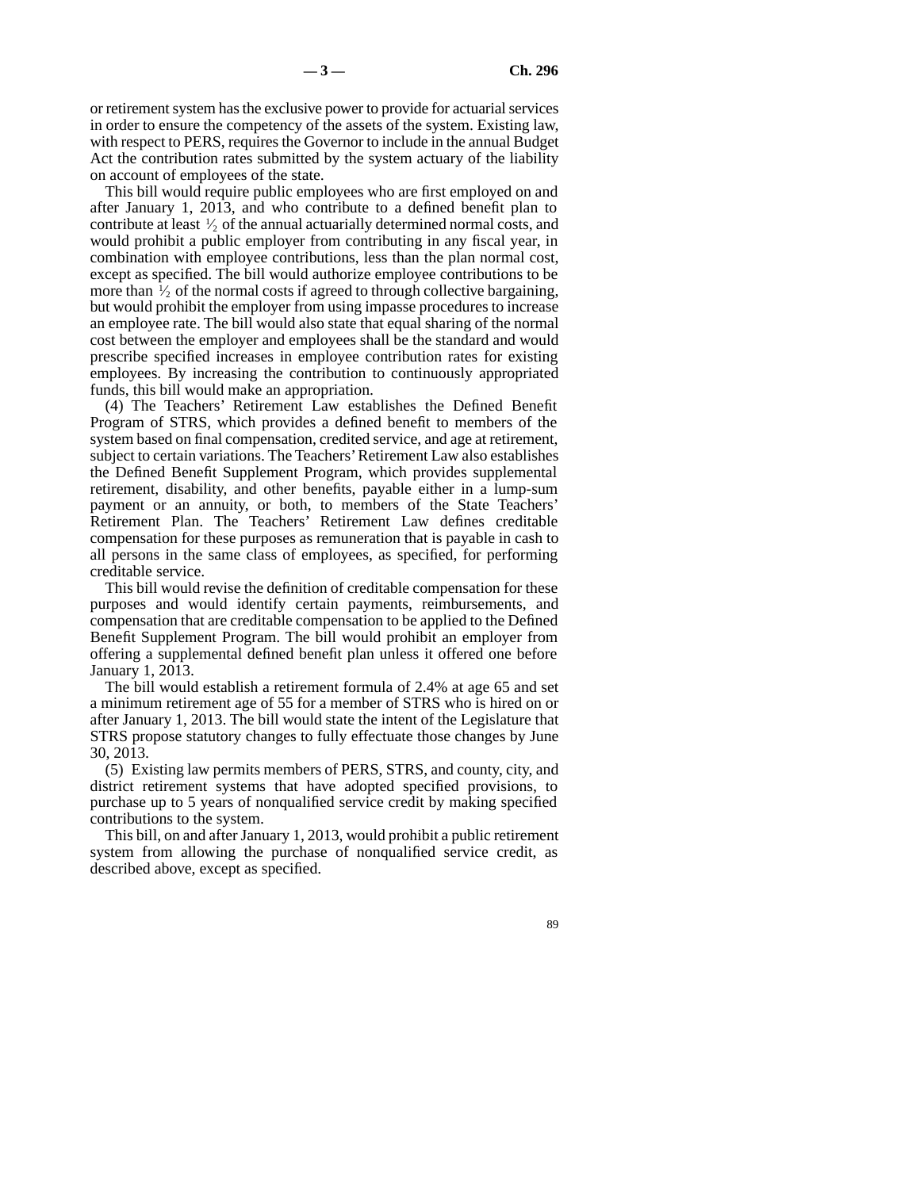or retirement system has the exclusive power to provide for actuarial services in order to ensure the competency of the assets of the system. Existing law, with respect to PERS, requires the Governor to include in the annual Budget Act the contribution rates submitted by the system actuary of the liability on account of employees of the state.

This bill would require public employees who are first employed on and after January 1, 2013, and who contribute to a defined benefit plan to contribute at least ½ of the annual actuarially determined normal costs, and would prohibit a public employer from contributing in any fiscal year, in combination with employee contributions, less than the plan normal cost, except as specified. The bill would authorize employee contributions to be more than ½ of the normal costs if agreed to through collective bargaining, but would prohibit the employer from using impasse procedures to increase an employee rate. The bill would also state that equal sharing of the normal cost between the employer and employees shall be the standard and would prescribe specified increases in employee contribution rates for existing employees. By increasing the contribution to continuously appropriated funds, this bill would make an appropriation.

(4) The Teachers' Retirement Law establishes the Defined Benefit Program of STRS, which provides a defined benefit to members of the system based on final compensation, credited service, and age at retirement, subject to certain variations. The Teachers' Retirement Law also establishes the Defined Benefit Supplement Program, which provides supplemental retirement, disability, and other benefits, payable either in a lump-sum payment or an annuity, or both, to members of the State Teachers' Retirement Plan. The Teachers' Retirement Law defines creditable compensation for these purposes as remuneration that is payable in cash to all persons in the same class of employees, as specified, for performing creditable service.

This bill would revise the definition of creditable compensation for these purposes and would identify certain payments, reimbursements, and compensation that are creditable compensation to be applied to the Defined Benefit Supplement Program. The bill would prohibit an employer from offering a supplemental defined benefit plan unless it offered one before January 1, 2013.

The bill would establish a retirement formula of 2.4% at age 65 and set a minimum retirement age of 55 for a member of STRS who is hired on or after January 1, 2013. The bill would state the intent of the Legislature that STRS propose statutory changes to fully effectuate those changes by June 30, 2013.

(5) Existing law permits members of PERS, STRS, and county, city, and district retirement systems that have adopted specified provisions, to purchase up to 5 years of nonqualified service credit by making specified contributions to the system.

This bill, on and after January 1, 2013, would prohibit a public retirement system from allowing the purchase of nonqualified service credit, as described above, except as specified.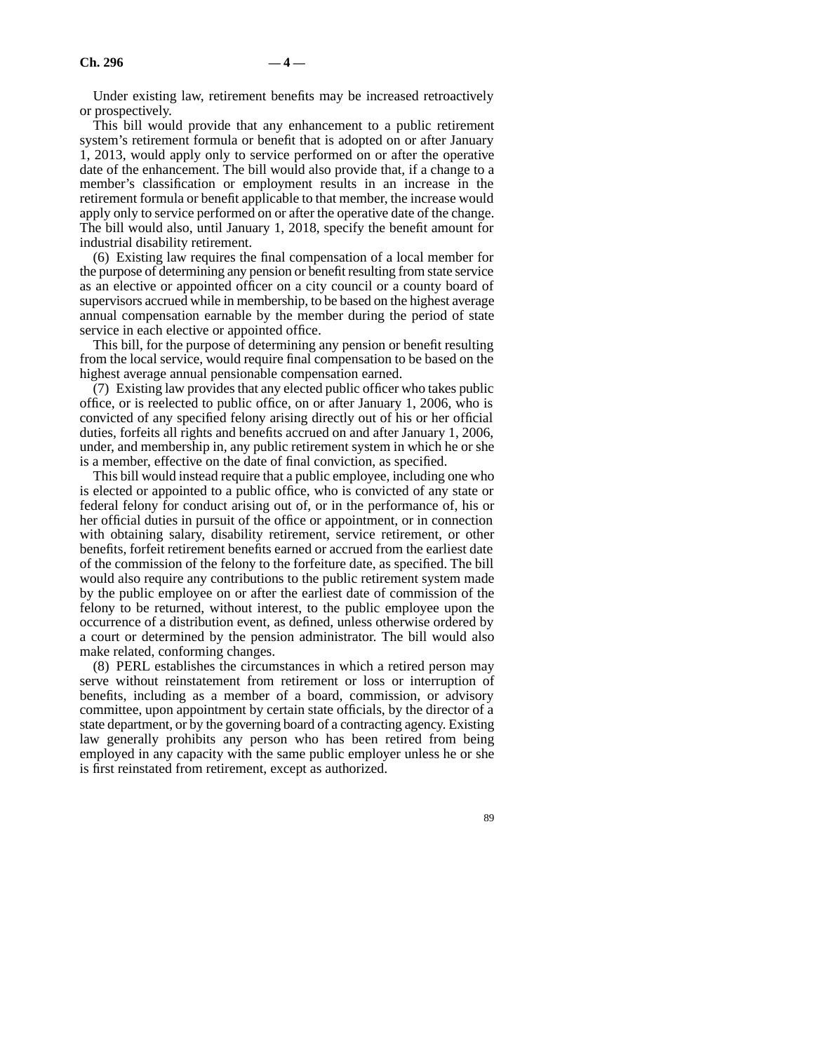Under existing law, retirement benefits may be increased retroactively or prospectively.

This bill would provide that any enhancement to a public retirement system's retirement formula or benefit that is adopted on or after January 1, 2013, would apply only to service performed on or after the operative date of the enhancement. The bill would also provide that, if a change to a member's classification or employment results in an increase in the retirement formula or benefit applicable to that member, the increase would apply only to service performed on or after the operative date of the change. The bill would also, until January 1, 2018, specify the benefit amount for industrial disability retirement.

(6) Existing law requires the final compensation of a local member for the purpose of determining any pension or benefit resulting from state service as an elective or appointed officer on a city council or a county board of supervisors accrued while in membership, to be based on the highest average annual compensation earnable by the member during the period of state service in each elective or appointed office.

This bill, for the purpose of determining any pension or benefit resulting from the local service, would require final compensation to be based on the highest average annual pensionable compensation earned.

(7) Existing law provides that any elected public officer who takes public office, or is reelected to public office, on or after January 1, 2006, who is convicted of any specified felony arising directly out of his or her official duties, forfeits all rights and benefits accrued on and after January 1, 2006, under, and membership in, any public retirement system in which he or she is a member, effective on the date of final conviction, as specified.

This bill would instead require that a public employee, including one who is elected or appointed to a public office, who is convicted of any state or federal felony for conduct arising out of, or in the performance of, his or her official duties in pursuit of the office or appointment, or in connection with obtaining salary, disability retirement, service retirement, or other benefits, forfeit retirement benefits earned or accrued from the earliest date of the commission of the felony to the forfeiture date, as specified. The bill would also require any contributions to the public retirement system made by the public employee on or after the earliest date of commission of the felony to be returned, without interest, to the public employee upon the occurrence of a distribution event, as defined, unless otherwise ordered by a court or determined by the pension administrator. The bill would also make related, conforming changes.

(8) PERL establishes the circumstances in which a retired person may serve without reinstatement from retirement or loss or interruption of benefits, including as a member of a board, commission, or advisory committee, upon appointment by certain state officials, by the director of a state department, or by the governing board of a contracting agency. Existing law generally prohibits any person who has been retired from being employed in any capacity with the same public employer unless he or she is first reinstated from retirement, except as authorized.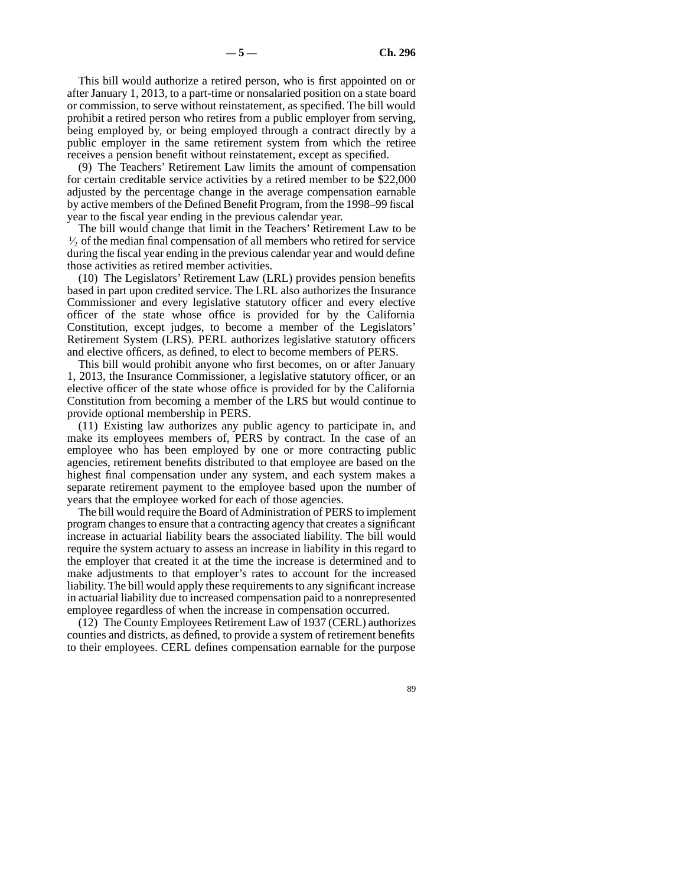This bill would authorize a retired person, who is first appointed on or after January 1, 2013, to a part-time or nonsalaried position on a state board or commission, to serve without reinstatement, as specified. The bill would prohibit a retired person who retires from a public employer from serving, being employed by, or being employed through a contract directly by a public employer in the same retirement system from which the retiree receives a pension benefit without reinstatement, except as specified.

(9) The Teachers' Retirement Law limits the amount of compensation for certain creditable service activities by a retired member to be $22,000 adjusted by the percentage change in the average compensation earnable by active members of the Defined Benefit Program, from the 1998–99 fiscal year to the fiscal year ending in the previous calendar year.

The bill would change that limit in the Teachers' Retirement Law to be ½ of the median final compensation of all members who retired for service during the fiscal year ending in the previous calendar year and would define those activities as retired member activities.

(10) The Legislators' Retirement Law (LRL) provides pension benefits based in part upon credited service. The LRL also authorizes the Insurance Commissioner and every legislative statutory officer and every elective officer of the state whose office is provided for by the California Constitution, except judges, to become a member of the Legislators' Retirement System (LRS). PERL authorizes legislative statutory officers and elective officers, as defined, to elect to become members of PERS.

This bill would prohibit anyone who first becomes, on or after January 1, 2013, the Insurance Commissioner, a legislative statutory officer, or an elective officer of the state whose office is provided for by the California Constitution from becoming a member of the LRS but would continue to provide optional membership in PERS.

(11) Existing law authorizes any public agency to participate in, and make its employees members of, PERS by contract. In the case of an employee who has been employed by one or more contracting public agencies, retirement benefits distributed to that employee are based on the highest final compensation under any system, and each system makes a separate retirement payment to the employee based upon the number of years that the employee worked for each of those agencies.

The bill would require the Board of Administration of PERS to implement program changes to ensure that a contracting agency that creates a significant increase in actuarial liability bears the associated liability. The bill would require the system actuary to assess an increase in liability in this regard to the employer that created it at the time the increase is determined and to make adjustments to that employer's rates to account for the increased liability. The bill would apply these requirements to any significant increase in actuarial liability due to increased compensation paid to a nonrepresented employee regardless of when the increase in compensation occurred.

(12) The County Employees Retirement Law of 1937 (CERL) authorizes counties and districts, as defined, to provide a system of retirement benefits to their employees. CERL defines compensation earnable for the purpose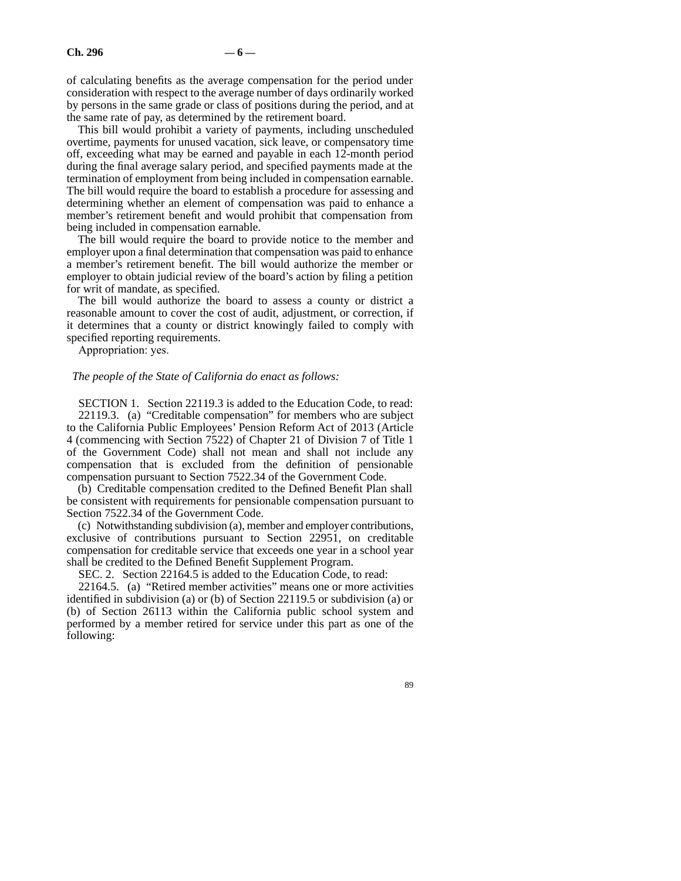of calculating benefits as the average compensation for the period under consideration with respect to the average number of days ordinarily worked by persons in the same grade or class of positions during the period, and at the same rate of pay, as determined by the retirement board.

This bill would prohibit a variety of payments, including unscheduled overtime, payments for unused vacation, sick leave, or compensatory time off, exceeding what may be earned and payable in each 12-month period during the final average salary period, and specified payments made at the termination of employment from being included in compensation earnable. The bill would require the board to establish a procedure for assessing and determining whether an element of compensation was paid to enhance a member's retirement benefit and would prohibit that compensation from being included in compensation earnable.

The bill would require the board to provide notice to the member and employer upon a final determination that compensation was paid to enhance a member's retirement benefit. The bill would authorize the member or employer to obtain judicial review of the board's action by filing a petition for writ of mandate, as specified.

The bill would authorize the board to assess a county or district a reasonable amount to cover the cost of audit, adjustment, or correction, if it determines that a county or district knowingly failed to comply with specified reporting requirements.

Appropriation: yes.

*The people of the State of California do enact as follows:*

SECTION 1. Section 22119.3 is added to the Education Code, to read:

22119.3. (a) "Creditable compensation" for members who are subject to the California Public Employees' Pension Reform Act of 2013 (Article 4 (commencing with Section 7522) of Chapter 21 of Division 7 of Title 1 of the Government Code) shall not mean and shall not include any compensation that is excluded from the definition of pensionable compensation pursuant to Section 7522.34 of the Government Code.

(b) Creditable compensation credited to the Defined Benefit Plan shall be consistent with requirements for pensionable compensation pursuant to Section 7522.34 of the Government Code.

(c) Notwithstanding subdivision (a), member and employer contributions, exclusive of contributions pursuant to Section 22951, on creditable compensation for creditable service that exceeds one year in a school year shall be credited to the Defined Benefit Supplement Program.

SEC. 2. Section 22164.5 is added to the Education Code, to read:

22164.5. (a) "Retired member activities" means one or more activities identified in subdivision (a) or (b) of Section 22119.5 or subdivision (a) or (b) of Section 26113 within the California public school system and performed by a member retired for service under this part as one of the following: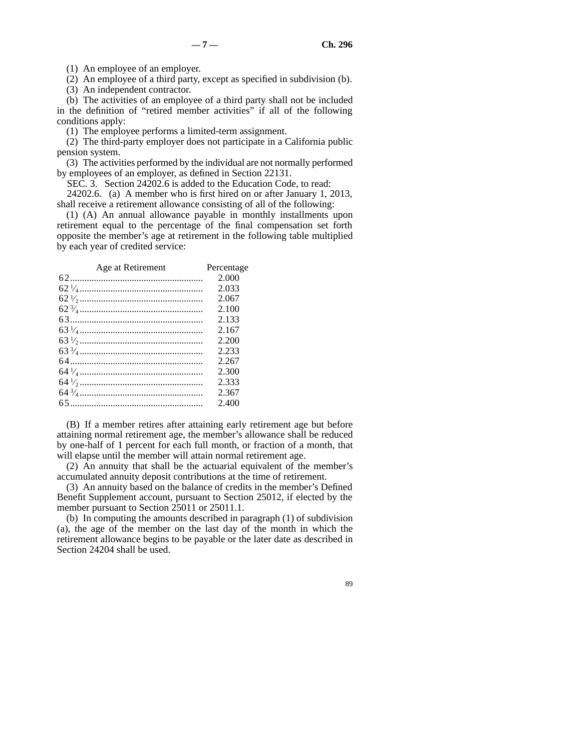(1) An employee of an employer.

(2) An employee of a third party, except as specified in subdivision (b).

(3) An independent contractor.

(b) The activities of an employee of a third party shall not be included in the definition of “retired member activities” if all of the following conditions apply:

(1) The employee performs a limited-term assignment.

(2) The third-party employer does not participate in a California public pension system.

(3) The activities performed by the individual are not normally performed by employees of an employer, as defined in Section 22131.

SEC. 3. Section 24202.6 is added to the Education Code, to read:

24202.6. (a) A member who is first hired on or after January 1, 2013, shall receive a retirement allowance consisting of all of the following:

(1) (A) An annual allowance payable in monthly installments upon retirement equal to the percentage of the final compensation set forth opposite the member’s age at retirement in the following table multiplied by each year of credited service:

| Age at Retirement | Percentage |
|---|---|
| 62 | 2.000 |
| 62 1⁄4 | 2.033 |
| 62 1⁄2 | 2.067 |
| 62 3⁄4 | 2.100 |
| 63 | 2.133 |
| 63 1⁄4 | 2.167 |
| 63 1⁄2 | 2.200 |
| 63 3⁄4 | 2.233 |
| 64 | 2.267 |
| 64 1⁄4 | 2.300 |
| 64 1⁄2 | 2.333 |
| 64 3⁄4 | 2.367 |
| 65 | 2.400 |

(B) If a member retires after attaining early retirement age but before attaining normal retirement age, the member’s allowance shall be reduced by one-half of 1 percent for each full month, or fraction of a month, that will elapse until the member will attain normal retirement age.

(2) An annuity that shall be the actuarial equivalent of the member’s accumulated annuity deposit contributions at the time of retirement.

(3) An annuity based on the balance of credits in the member’s Defined Benefit Supplement account, pursuant to Section 25012, if elected by the member pursuant to Section 25011 or 25011.1.

(b) In computing the amounts described in paragraph (1) of subdivision (a), the age of the member on the last day of the month in which the retirement allowance begins to be payable or the later date as described in Section 24204 shall be used.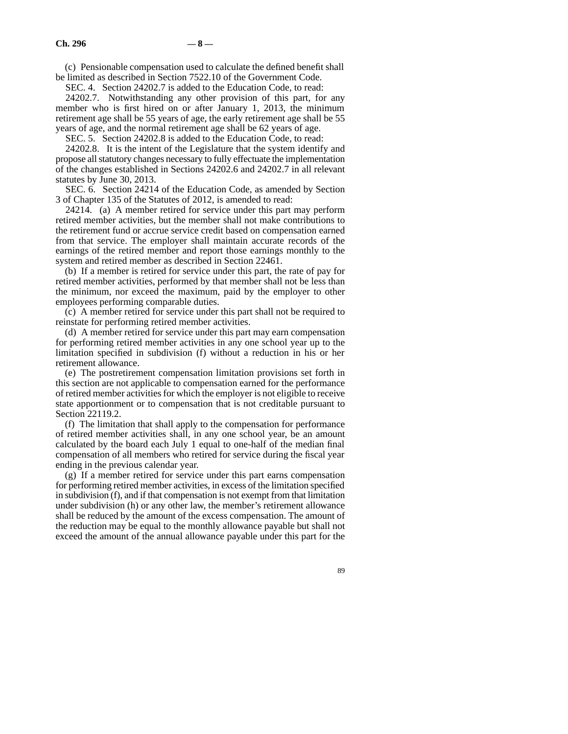(c) Pensionable compensation used to calculate the defined benefit shall be limited as described in Section 7522.10 of the Government Code.

SEC. 4. Section 24202.7 is added to the Education Code, to read:

24202.7. Notwithstanding any other provision of this part, for any member who is first hired on or after January 1, 2013, the minimum retirement age shall be 55 years of age, the early retirement age shall be 55 years of age, and the normal retirement age shall be 62 years of age.

SEC. 5. Section 24202.8 is added to the Education Code, to read:

24202.8. It is the intent of the Legislature that the system identify and propose all statutory changes necessary to fully effectuate the implementation of the changes established in Sections 24202.6 and 24202.7 in all relevant statutes by June 30, 2013.

SEC. 6. Section 24214 of the Education Code, as amended by Section 3 of Chapter 135 of the Statutes of 2012, is amended to read:

24214. (a) A member retired for service under this part may perform retired member activities, but the member shall not make contributions to the retirement fund or accrue service credit based on compensation earned from that service. The employer shall maintain accurate records of the earnings of the retired member and report those earnings monthly to the system and retired member as described in Section 22461.

(b) If a member is retired for service under this part, the rate of pay for retired member activities, performed by that member shall not be less than the minimum, nor exceed the maximum, paid by the employer to other employees performing comparable duties.

(c) A member retired for service under this part shall not be required to reinstate for performing retired member activities.

(d) A member retired for service under this part may earn compensation for performing retired member activities in any one school year up to the limitation specified in subdivision (f) without a reduction in his or her retirement allowance.

(e) The postretirement compensation limitation provisions set forth in this section are not applicable to compensation earned for the performance of retired member activities for which the employer is not eligible to receive state apportionment or to compensation that is not creditable pursuant to Section 22119.2.

(f) The limitation that shall apply to the compensation for performance of retired member activities shall, in any one school year, be an amount calculated by the board each July 1 equal to one-half of the median final compensation of all members who retired for service during the fiscal year ending in the previous calendar year.

(g) If a member retired for service under this part earns compensation for performing retired member activities, in excess of the limitation specified in subdivision (f), and if that compensation is not exempt from that limitation under subdivision (h) or any other law, the member's retirement allowance shall be reduced by the amount of the excess compensation. The amount of the reduction may be equal to the monthly allowance payable but shall not exceed the amount of the annual allowance payable under this part for the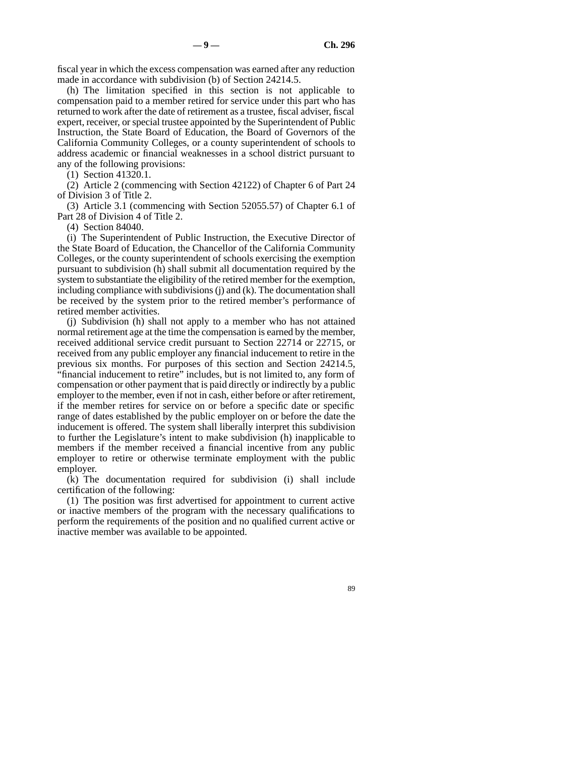fiscal year in which the excess compensation was earned after any reduction made in accordance with subdivision (b) of Section 24214.5.

(h) The limitation specified in this section is not applicable to compensation paid to a member retired for service under this part who has returned to work after the date of retirement as a trustee, fiscal adviser, fiscal expert, receiver, or special trustee appointed by the Superintendent of Public Instruction, the State Board of Education, the Board of Governors of the California Community Colleges, or a county superintendent of schools to address academic or financial weaknesses in a school district pursuant to any of the following provisions:

(1) Section 41320.1.

(2) Article 2 (commencing with Section 42122) of Chapter 6 of Part 24 of Division 3 of Title 2.

(3) Article 3.1 (commencing with Section 52055.57) of Chapter 6.1 of Part 28 of Division 4 of Title 2.

(4) Section 84040.

(i) The Superintendent of Public Instruction, the Executive Director of the State Board of Education, the Chancellor of the California Community Colleges, or the county superintendent of schools exercising the exemption pursuant to subdivision (h) shall submit all documentation required by the system to substantiate the eligibility of the retired member for the exemption, including compliance with subdivisions (j) and (k). The documentation shall be received by the system prior to the retired member's performance of retired member activities.

(j) Subdivision (h) shall not apply to a member who has not attained normal retirement age at the time the compensation is earned by the member, received additional service credit pursuant to Section 22714 or 22715, or received from any public employer any financial inducement to retire in the previous six months. For purposes of this section and Section 24214.5, "financial inducement to retire" includes, but is not limited to, any form of compensation or other payment that is paid directly or indirectly by a public employer to the member, even if not in cash, either before or after retirement, if the member retires for service on or before a specific date or specific range of dates established by the public employer on or before the date the inducement is offered. The system shall liberally interpret this subdivision to further the Legislature's intent to make subdivision (h) inapplicable to members if the member received a financial incentive from any public employer to retire or otherwise terminate employment with the public employer.

(k) The documentation required for subdivision (i) shall include certification of the following:

(1) The position was first advertised for appointment to current active or inactive members of the program with the necessary qualifications to perform the requirements of the position and no qualified current active or inactive member was available to be appointed.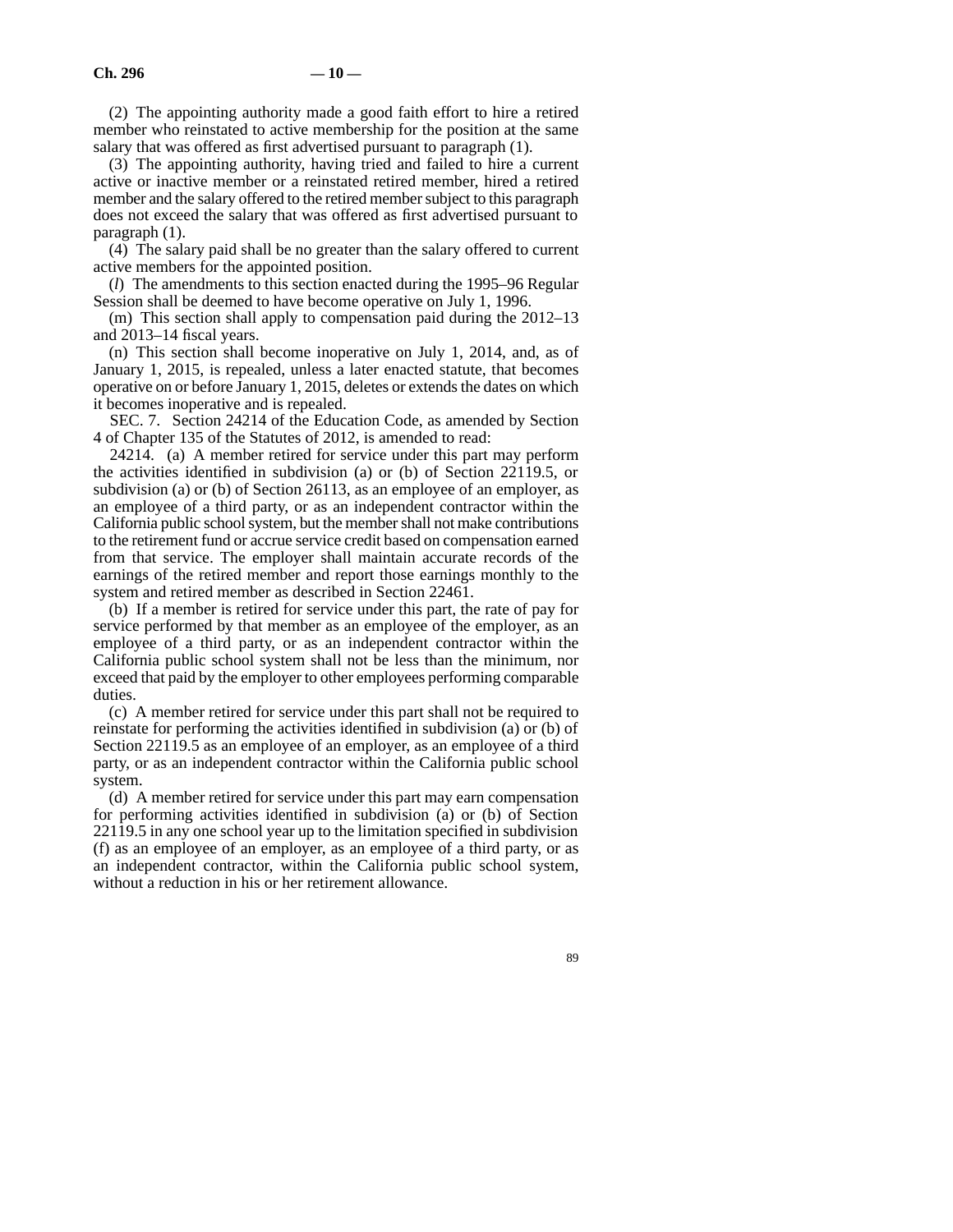(2) The appointing authority made a good faith effort to hire a retired member who reinstated to active membership for the position at the same salary that was offered as first advertised pursuant to paragraph (1).

(3) The appointing authority, having tried and failed to hire a current active or inactive member or a reinstated retired member, hired a retired member and the salary offered to the retired member subject to this paragraph does not exceed the salary that was offered as first advertised pursuant to paragraph (1).

(4) The salary paid shall be no greater than the salary offered to current active members for the appointed position.

(*l*) The amendments to this section enacted during the 1995–96 Regular Session shall be deemed to have become operative on July 1, 1996.

(m) This section shall apply to compensation paid during the 2012–13 and 2013–14 fiscal years.

(n) This section shall become inoperative on July 1, 2014, and, as of January 1, 2015, is repealed, unless a later enacted statute, that becomes operative on or before January 1, 2015, deletes or extends the dates on which it becomes inoperative and is repealed.

SEC. 7. Section 24214 of the Education Code, as amended by Section 4 of Chapter 135 of the Statutes of 2012, is amended to read:

24214. (a) A member retired for service under this part may perform the activities identified in subdivision (a) or (b) of Section 22119.5, or subdivision (a) or (b) of Section 26113, as an employee of an employer, as an employee of a third party, or as an independent contractor within the California public school system, but the member shall not make contributions to the retirement fund or accrue service credit based on compensation earned from that service. The employer shall maintain accurate records of the earnings of the retired member and report those earnings monthly to the system and retired member as described in Section 22461.

(b) If a member is retired for service under this part, the rate of pay for service performed by that member as an employee of the employer, as an employee of a third party, or as an independent contractor within the California public school system shall not be less than the minimum, nor exceed that paid by the employer to other employees performing comparable duties.

(c) A member retired for service under this part shall not be required to reinstate for performing the activities identified in subdivision (a) or (b) of Section 22119.5 as an employee of an employer, as an employee of a third party, or as an independent contractor within the California public school system.

(d) A member retired for service under this part may earn compensation for performing activities identified in subdivision (a) or (b) of Section 22119.5 in any one school year up to the limitation specified in subdivision (f) as an employee of an employer, as an employee of a third party, or as an independent contractor, within the California public school system, without a reduction in his or her retirement allowance.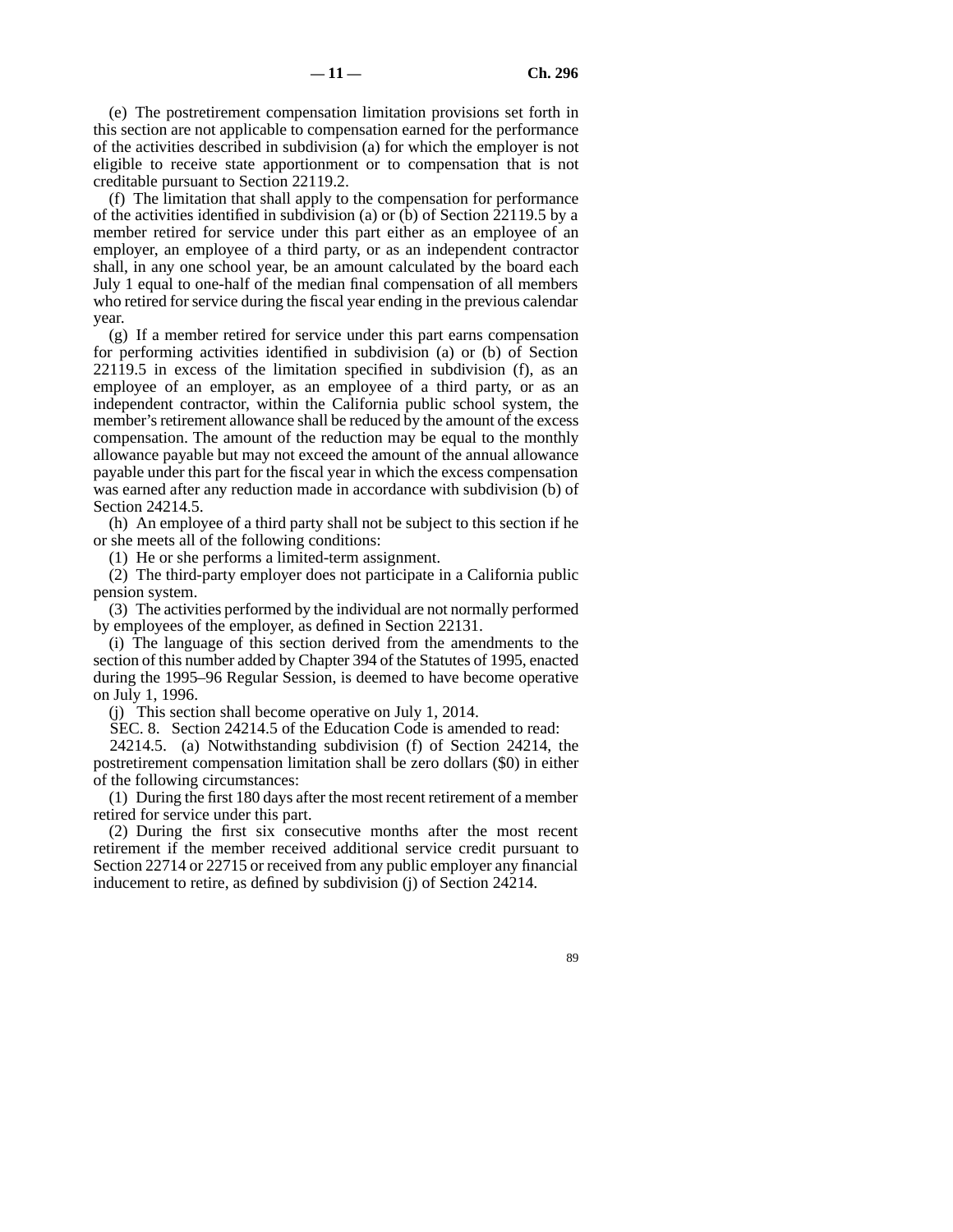(e) The postretirement compensation limitation provisions set forth in this section are not applicable to compensation earned for the performance of the activities described in subdivision (a) for which the employer is not eligible to receive state apportionment or to compensation that is not creditable pursuant to Section 22119.2.

(f) The limitation that shall apply to the compensation for performance of the activities identified in subdivision (a) or (b) of Section 22119.5 by a member retired for service under this part either as an employee of an employer, an employee of a third party, or as an independent contractor shall, in any one school year, be an amount calculated by the board each July 1 equal to one-half of the median final compensation of all members who retired for service during the fiscal year ending in the previous calendar year.

(g) If a member retired for service under this part earns compensation for performing activities identified in subdivision (a) or (b) of Section 22119.5 in excess of the limitation specified in subdivision (f), as an employee of an employer, as an employee of a third party, or as an independent contractor, within the California public school system, the member's retirement allowance shall be reduced by the amount of the excess compensation. The amount of the reduction may be equal to the monthly allowance payable but may not exceed the amount of the annual allowance payable under this part for the fiscal year in which the excess compensation was earned after any reduction made in accordance with subdivision (b) of Section 24214.5.

(h) An employee of a third party shall not be subject to this section if he or she meets all of the following conditions:

(1) He or she performs a limited-term assignment.

(2) The third-party employer does not participate in a California public pension system.

(3) The activities performed by the individual are not normally performed by employees of the employer, as defined in Section 22131.

(i) The language of this section derived from the amendments to the section of this number added by Chapter 394 of the Statutes of 1995, enacted during the 1995–96 Regular Session, is deemed to have become operative on July 1, 1996.

(j) This section shall become operative on July 1, 2014.

SEC. 8. Section 24214.5 of the Education Code is amended to read:

24214.5. (a) Notwithstanding subdivision (f) of Section 24214, the postretirement compensation limitation shall be zero dollars ($0) in either of the following circumstances:

(1) During the first 180 days after the most recent retirement of a member retired for service under this part.

(2) During the first six consecutive months after the most recent retirement if the member received additional service credit pursuant to Section 22714 or 22715 or received from any public employer any financial inducement to retire, as defined by subdivision (j) of Section 24214.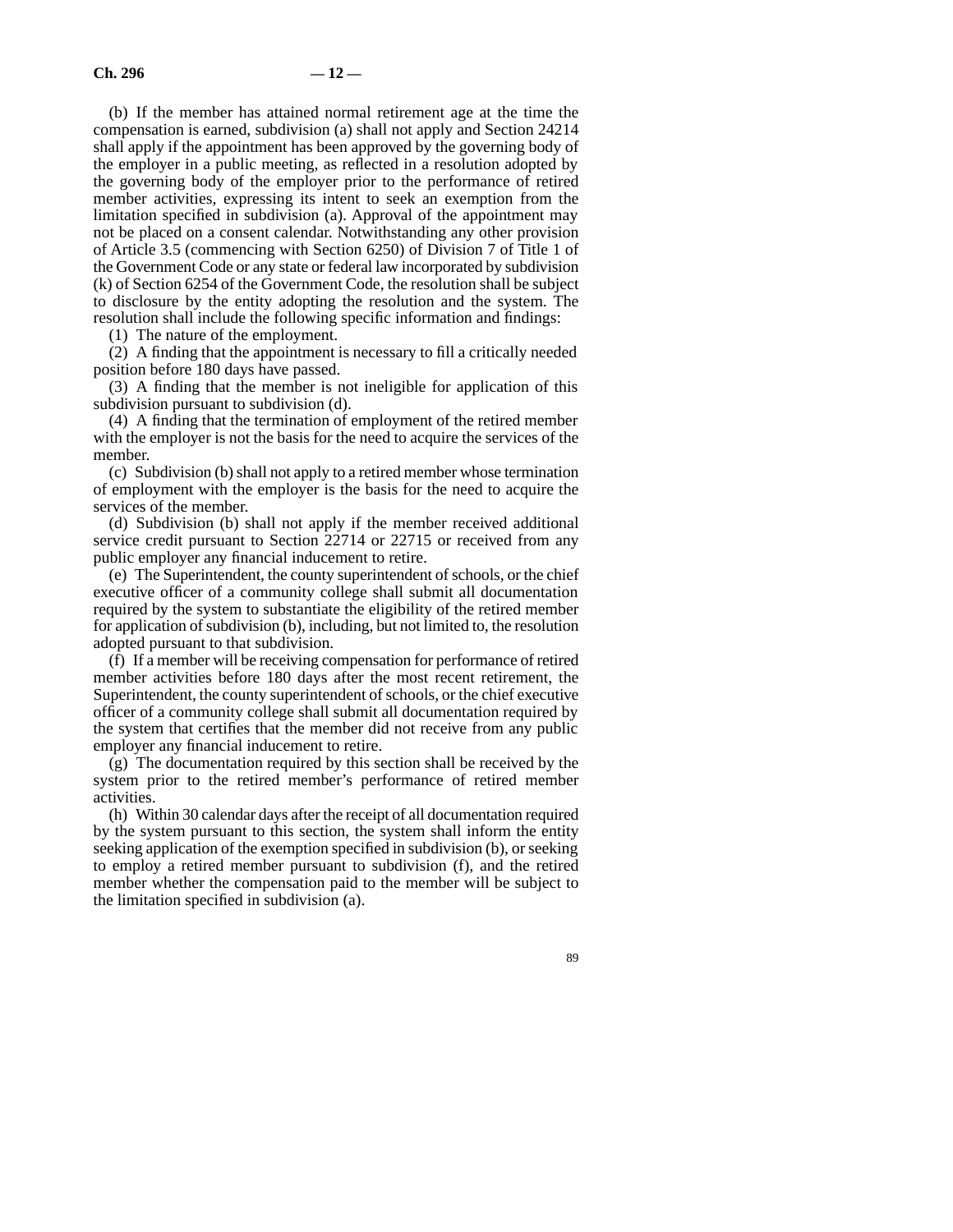(b) If the member has attained normal retirement age at the time the compensation is earned, subdivision (a) shall not apply and Section 24214 shall apply if the appointment has been approved by the governing body of the employer in a public meeting, as reflected in a resolution adopted by the governing body of the employer prior to the performance of retired member activities, expressing its intent to seek an exemption from the limitation specified in subdivision (a). Approval of the appointment may not be placed on a consent calendar. Notwithstanding any other provision of Article 3.5 (commencing with Section 6250) of Division 7 of Title 1 of the Government Code or any state or federal law incorporated by subdivision (k) of Section 6254 of the Government Code, the resolution shall be subject to disclosure by the entity adopting the resolution and the system. The resolution shall include the following specific information and findings:

(1) The nature of the employment.

(2) A finding that the appointment is necessary to fill a critically needed position before 180 days have passed.

(3) A finding that the member is not ineligible for application of this subdivision pursuant to subdivision (d).

(4) A finding that the termination of employment of the retired member with the employer is not the basis for the need to acquire the services of the member.

(c) Subdivision (b) shall not apply to a retired member whose termination of employment with the employer is the basis for the need to acquire the services of the member.

(d) Subdivision (b) shall not apply if the member received additional service credit pursuant to Section 22714 or 22715 or received from any public employer any financial inducement to retire.

(e) The Superintendent, the county superintendent of schools, or the chief executive officer of a community college shall submit all documentation required by the system to substantiate the eligibility of the retired member for application of subdivision (b), including, but not limited to, the resolution adopted pursuant to that subdivision.

(f) If a member will be receiving compensation for performance of retired member activities before 180 days after the most recent retirement, the Superintendent, the county superintendent of schools, or the chief executive officer of a community college shall submit all documentation required by the system that certifies that the member did not receive from any public employer any financial inducement to retire.

(g) The documentation required by this section shall be received by the system prior to the retired member's performance of retired member activities.

(h) Within 30 calendar days after the receipt of all documentation required by the system pursuant to this section, the system shall inform the entity seeking application of the exemption specified in subdivision (b), or seeking to employ a retired member pursuant to subdivision (f), and the retired member whether the compensation paid to the member will be subject to the limitation specified in subdivision (a).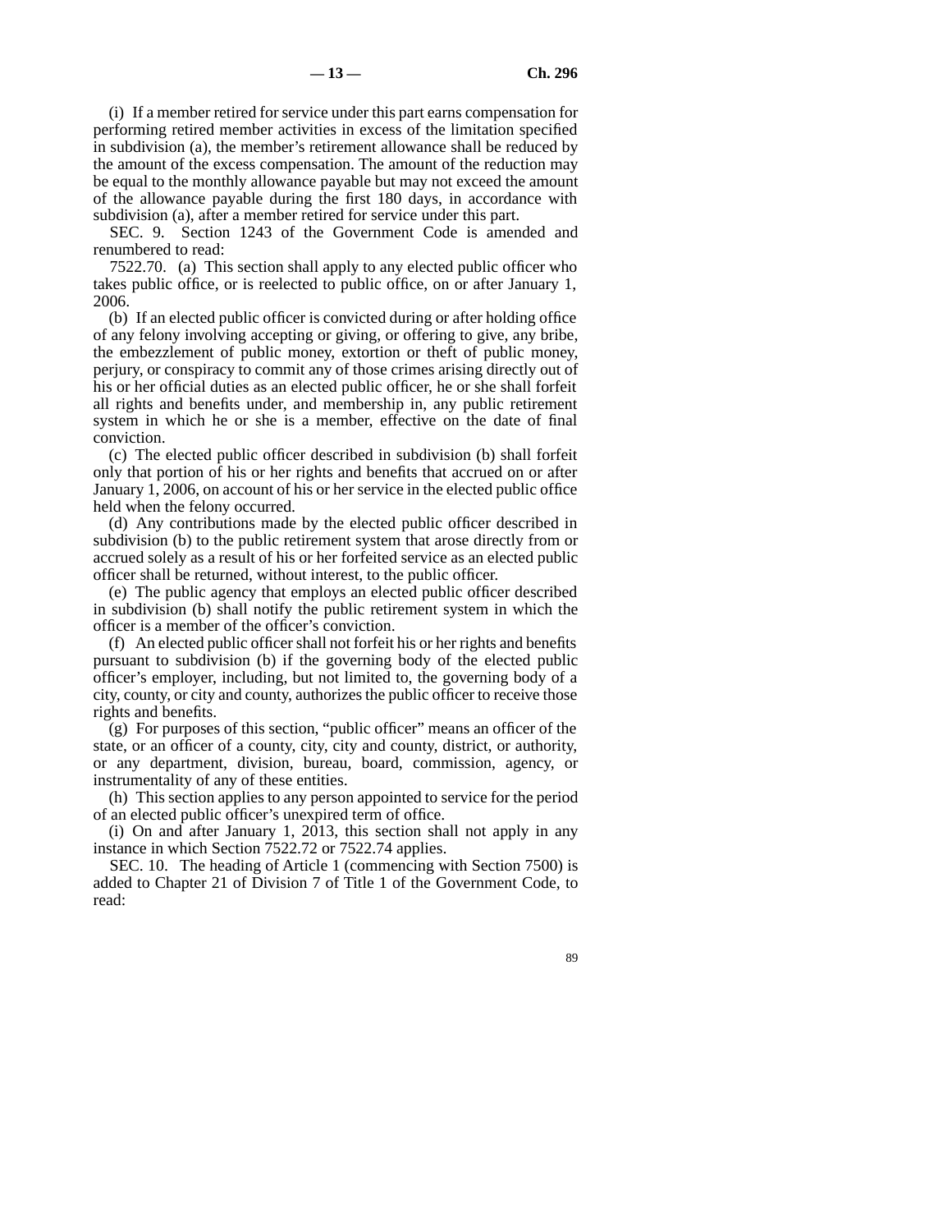(i) If a member retired for service under this part earns compensation for performing retired member activities in excess of the limitation specified in subdivision (a), the member's retirement allowance shall be reduced by the amount of the excess compensation. The amount of the reduction may be equal to the monthly allowance payable but may not exceed the amount of the allowance payable during the first 180 days, in accordance with subdivision (a), after a member retired for service under this part.

SEC. 9. Section 1243 of the Government Code is amended and renumbered to read:

7522.70. (a) This section shall apply to any elected public officer who takes public office, or is reelected to public office, on or after January 1, 2006.

(b) If an elected public officer is convicted during or after holding office of any felony involving accepting or giving, or offering to give, any bribe, the embezzlement of public money, extortion or theft of public money, perjury, or conspiracy to commit any of those crimes arising directly out of his or her official duties as an elected public officer, he or she shall forfeit all rights and benefits under, and membership in, any public retirement system in which he or she is a member, effective on the date of final conviction.

(c) The elected public officer described in subdivision (b) shall forfeit only that portion of his or her rights and benefits that accrued on or after January 1, 2006, on account of his or her service in the elected public office held when the felony occurred.

(d) Any contributions made by the elected public officer described in subdivision (b) to the public retirement system that arose directly from or accrued solely as a result of his or her forfeited service as an elected public officer shall be returned, without interest, to the public officer.

(e) The public agency that employs an elected public officer described in subdivision (b) shall notify the public retirement system in which the officer is a member of the officer's conviction.

(f) An elected public officer shall not forfeit his or her rights and benefits pursuant to subdivision (b) if the governing body of the elected public officer's employer, including, but not limited to, the governing body of a city, county, or city and county, authorizes the public officer to receive those rights and benefits.

(g) For purposes of this section, "public officer" means an officer of the state, or an officer of a county, city, city and county, district, or authority, or any department, division, bureau, board, commission, agency, or instrumentality of any of these entities.

(h) This section applies to any person appointed to service for the period of an elected public officer's unexpired term of office.

(i) On and after January 1, 2013, this section shall not apply in any instance in which Section 7522.72 or 7522.74 applies.

SEC. 10. The heading of Article 1 (commencing with Section 7500) is added to Chapter 21 of Division 7 of Title 1 of the Government Code, to read: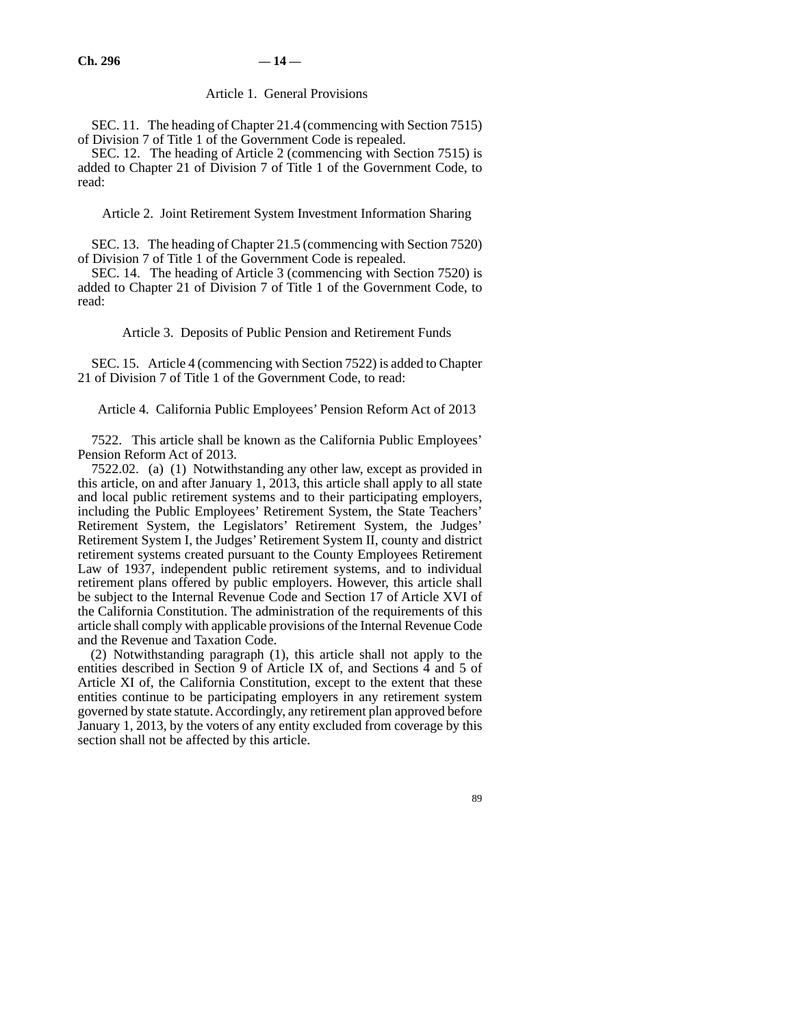Article 1. General Provisions

SEC. 11. The heading of Chapter 21.4 (commencing with Section 7515) of Division 7 of Title 1 of the Government Code is repealed.

SEC. 12. The heading of Article 2 (commencing with Section 7515) is added to Chapter 21 of Division 7 of Title 1 of the Government Code, to read:

Article 2. Joint Retirement System Investment Information Sharing

SEC. 13. The heading of Chapter 21.5 (commencing with Section 7520) of Division 7 of Title 1 of the Government Code is repealed.

SEC. 14. The heading of Article 3 (commencing with Section 7520) is added to Chapter 21 of Division 7 of Title 1 of the Government Code, to read:

Article 3. Deposits of Public Pension and Retirement Funds

SEC. 15. Article 4 (commencing with Section 7522) is added to Chapter 21 of Division 7 of Title 1 of the Government Code, to read:

Article 4. California Public Employees' Pension Reform Act of 2013

7522. This article shall be known as the California Public Employees' Pension Reform Act of 2013.

7522.02. (a) (1) Notwithstanding any other law, except as provided in this article, on and after January 1, 2013, this article shall apply to all state and local public retirement systems and to their participating employers, including the Public Employees' Retirement System, the State Teachers' Retirement System, the Legislators' Retirement System, the Judges' Retirement System I, the Judges' Retirement System II, county and district retirement systems created pursuant to the County Employees Retirement Law of 1937, independent public retirement systems, and to individual retirement plans offered by public employers. However, this article shall be subject to the Internal Revenue Code and Section 17 of Article XVI of the California Constitution. The administration of the requirements of this article shall comply with applicable provisions of the Internal Revenue Code and the Revenue and Taxation Code.

(2) Notwithstanding paragraph (1), this article shall not apply to the entities described in Section 9 of Article IX of, and Sections 4 and 5 of Article XI of, the California Constitution, except to the extent that these entities continue to be participating employers in any retirement system governed by state statute. Accordingly, any retirement plan approved before January 1, 2013, by the voters of any entity excluded from coverage by this section shall not be affected by this article.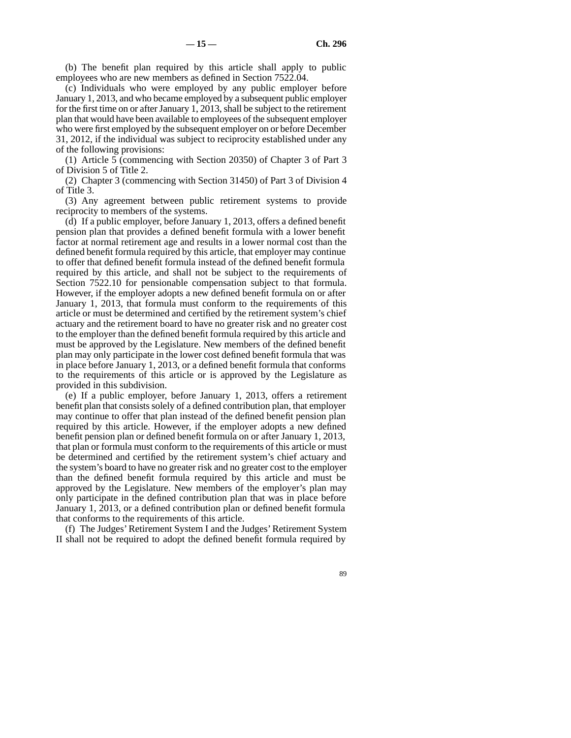(b) The benefit plan required by this article shall apply to public employees who are new members as defined in Section 7522.04.

(c) Individuals who were employed by any public employer before January 1, 2013, and who became employed by a subsequent public employer for the first time on or after January 1, 2013, shall be subject to the retirement plan that would have been available to employees of the subsequent employer who were first employed by the subsequent employer on or before December 31, 2012, if the individual was subject to reciprocity established under any of the following provisions:

(1) Article 5 (commencing with Section 20350) of Chapter 3 of Part 3 of Division 5 of Title 2.

(2) Chapter 3 (commencing with Section 31450) of Part 3 of Division 4 of Title 3.

(3) Any agreement between public retirement systems to provide reciprocity to members of the systems.

(d) If a public employer, before January 1, 2013, offers a defined benefit pension plan that provides a defined benefit formula with a lower benefit factor at normal retirement age and results in a lower normal cost than the defined benefit formula required by this article, that employer may continue to offer that defined benefit formula instead of the defined benefit formula required by this article, and shall not be subject to the requirements of Section 7522.10 for pensionable compensation subject to that formula. However, if the employer adopts a new defined benefit formula on or after January 1, 2013, that formula must conform to the requirements of this article or must be determined and certified by the retirement system's chief actuary and the retirement board to have no greater risk and no greater cost to the employer than the defined benefit formula required by this article and must be approved by the Legislature. New members of the defined benefit plan may only participate in the lower cost defined benefit formula that was in place before January 1, 2013, or a defined benefit formula that conforms to the requirements of this article or is approved by the Legislature as provided in this subdivision.

(e) If a public employer, before January 1, 2013, offers a retirement benefit plan that consists solely of a defined contribution plan, that employer may continue to offer that plan instead of the defined benefit pension plan required by this article. However, if the employer adopts a new defined benefit pension plan or defined benefit formula on or after January 1, 2013, that plan or formula must conform to the requirements of this article or must be determined and certified by the retirement system's chief actuary and the system's board to have no greater risk and no greater cost to the employer than the defined benefit formula required by this article and must be approved by the Legislature. New members of the employer's plan may only participate in the defined contribution plan that was in place before January 1, 2013, or a defined contribution plan or defined benefit formula that conforms to the requirements of this article.

(f) The Judges' Retirement System I and the Judges' Retirement System II shall not be required to adopt the defined benefit formula required by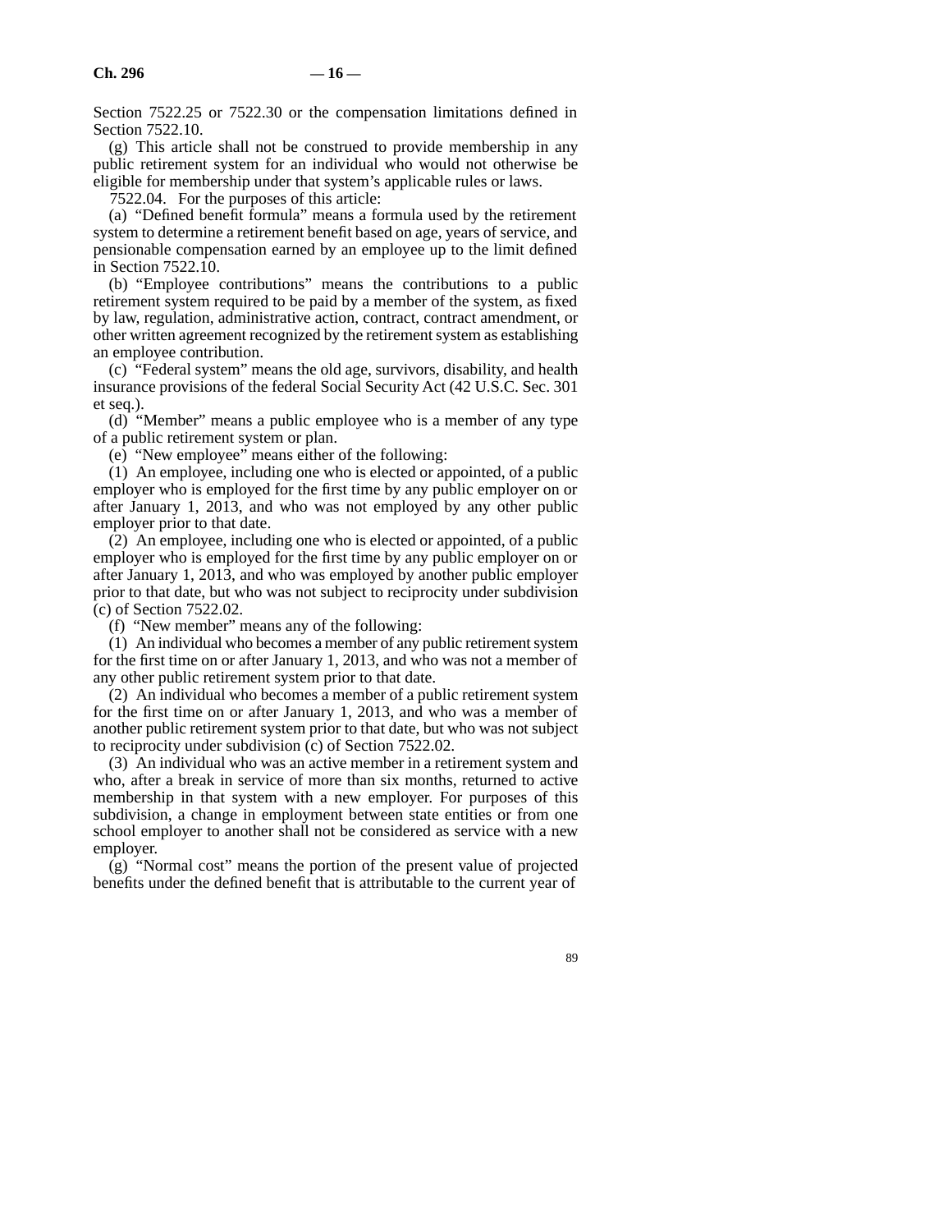Section 7522.25 or 7522.30 or the compensation limitations defined in Section 7522.10.

(g) This article shall not be construed to provide membership in any public retirement system for an individual who would not otherwise be eligible for membership under that system's applicable rules or laws.

7522.04. For the purposes of this article:

(a) "Defined benefit formula" means a formula used by the retirement system to determine a retirement benefit based on age, years of service, and pensionable compensation earned by an employee up to the limit defined in Section 7522.10.

(b) "Employee contributions" means the contributions to a public retirement system required to be paid by a member of the system, as fixed by law, regulation, administrative action, contract, contract amendment, or other written agreement recognized by the retirement system as establishing an employee contribution.

(c) "Federal system" means the old age, survivors, disability, and health insurance provisions of the federal Social Security Act (42 U.S.C. Sec. 301 et seq.).

(d) "Member" means a public employee who is a member of any type of a public retirement system or plan.

(e) "New employee" means either of the following:

(1) An employee, including one who is elected or appointed, of a public employer who is employed for the first time by any public employer on or after January 1, 2013, and who was not employed by any other public employer prior to that date.

(2) An employee, including one who is elected or appointed, of a public employer who is employed for the first time by any public employer on or after January 1, 2013, and who was employed by another public employer prior to that date, but who was not subject to reciprocity under subdivision (c) of Section 7522.02.

(f) "New member" means any of the following:

(1) An individual who becomes a member of any public retirement system for the first time on or after January 1, 2013, and who was not a member of any other public retirement system prior to that date.

(2) An individual who becomes a member of a public retirement system for the first time on or after January 1, 2013, and who was a member of another public retirement system prior to that date, but who was not subject to reciprocity under subdivision (c) of Section 7522.02.

(3) An individual who was an active member in a retirement system and who, after a break in service of more than six months, returned to active membership in that system with a new employer. For purposes of this subdivision, a change in employment between state entities or from one school employer to another shall not be considered as service with a new employer.

(g) "Normal cost" means the portion of the present value of projected benefits under the defined benefit that is attributable to the current year of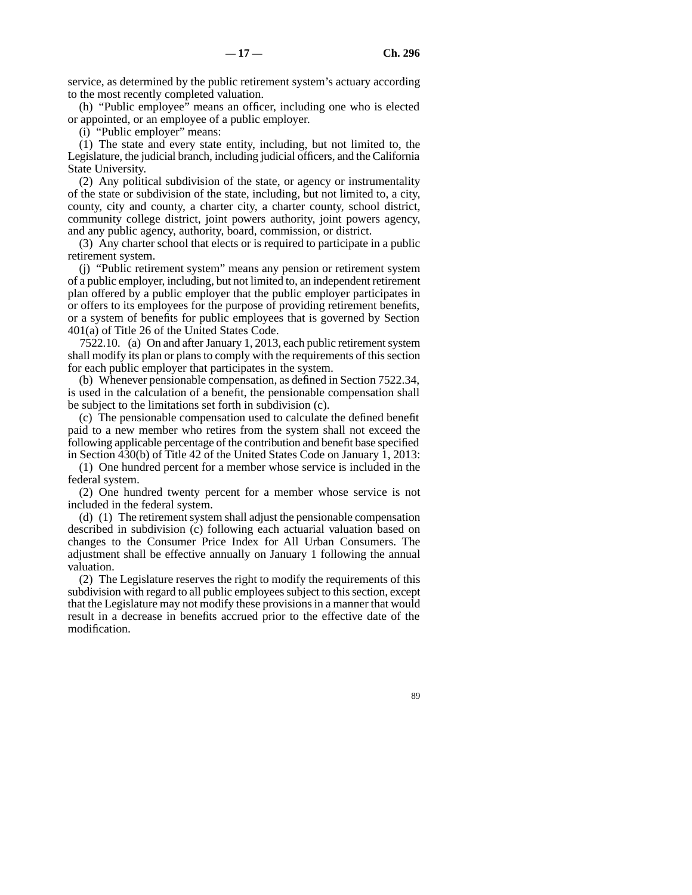service, as determined by the public retirement system's actuary according to the most recently completed valuation.

(h) "Public employee" means an officer, including one who is elected or appointed, or an employee of a public employer.

(i) "Public employer" means:

(1) The state and every state entity, including, but not limited to, the Legislature, the judicial branch, including judicial officers, and the California State University.

(2) Any political subdivision of the state, or agency or instrumentality of the state or subdivision of the state, including, but not limited to, a city, county, city and county, a charter city, a charter county, school district, community college district, joint powers authority, joint powers agency, and any public agency, authority, board, commission, or district.

(3) Any charter school that elects or is required to participate in a public retirement system.

(j) "Public retirement system" means any pension or retirement system of a public employer, including, but not limited to, an independent retirement plan offered by a public employer that the public employer participates in or offers to its employees for the purpose of providing retirement benefits, or a system of benefits for public employees that is governed by Section 401(a) of Title 26 of the United States Code.

7522.10. (a) On and after January 1, 2013, each public retirement system shall modify its plan or plans to comply with the requirements of this section for each public employer that participates in the system.

(b) Whenever pensionable compensation, as defined in Section 7522.34, is used in the calculation of a benefit, the pensionable compensation shall be subject to the limitations set forth in subdivision (c).

(c) The pensionable compensation used to calculate the defined benefit paid to a new member who retires from the system shall not exceed the following applicable percentage of the contribution and benefit base specified in Section 430(b) of Title 42 of the United States Code on January 1, 2013:

(1) One hundred percent for a member whose service is included in the federal system.

(2) One hundred twenty percent for a member whose service is not included in the federal system.

(d) (1) The retirement system shall adjust the pensionable compensation described in subdivision (c) following each actuarial valuation based on changes to the Consumer Price Index for All Urban Consumers. The adjustment shall be effective annually on January 1 following the annual valuation.

(2) The Legislature reserves the right to modify the requirements of this subdivision with regard to all public employees subject to this section, except that the Legislature may not modify these provisions in a manner that would result in a decrease in benefits accrued prior to the effective date of the modification.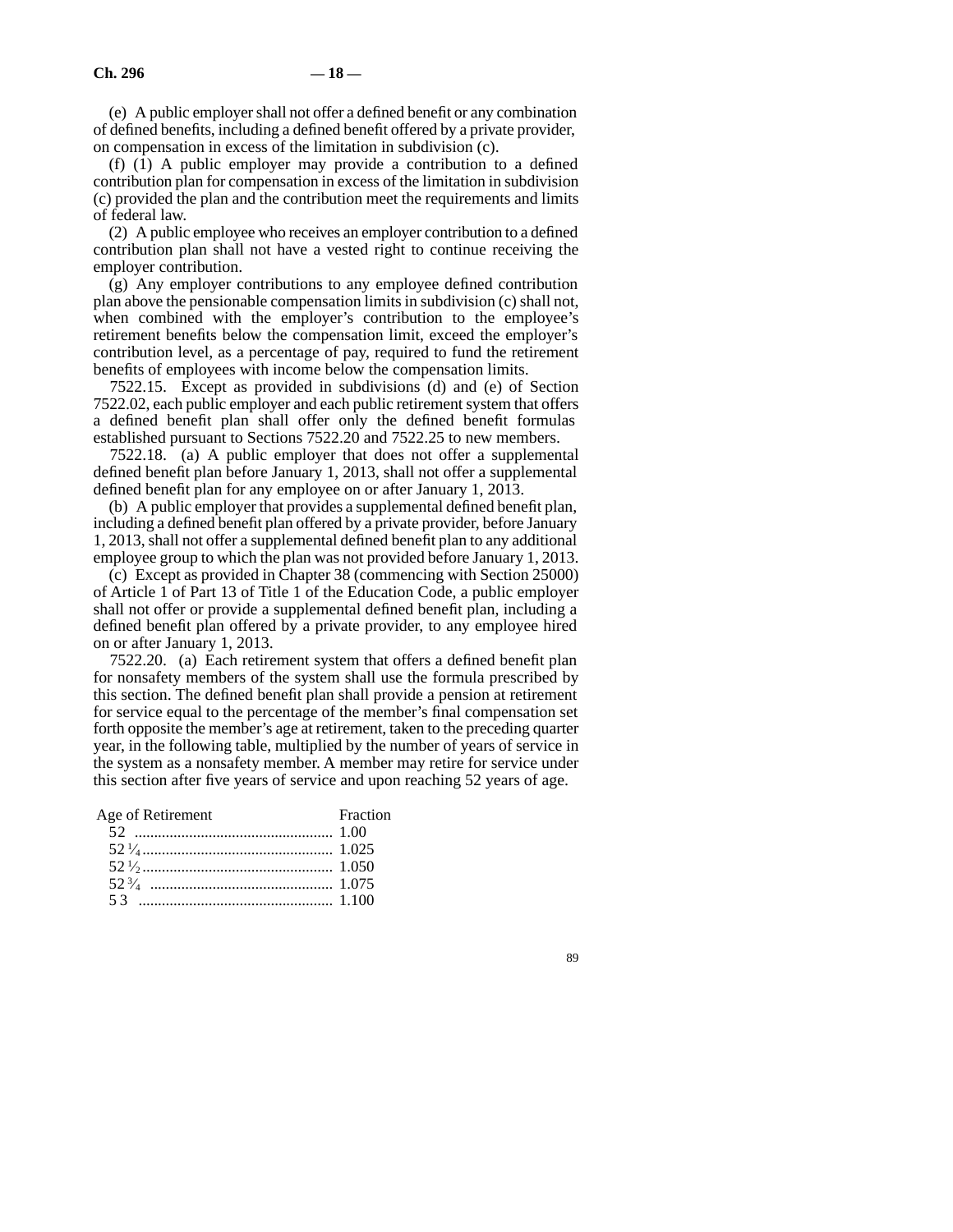(e) A public employer shall not offer a defined benefit or any combination of defined benefits, including a defined benefit offered by a private provider, on compensation in excess of the limitation in subdivision (c).

(f) (1) A public employer may provide a contribution to a defined contribution plan for compensation in excess of the limitation in subdivision (c) provided the plan and the contribution meet the requirements and limits of federal law.

(2) A public employee who receives an employer contribution to a defined contribution plan shall not have a vested right to continue receiving the employer contribution.

(g) Any employer contributions to any employee defined contribution plan above the pensionable compensation limits in subdivision (c) shall not, when combined with the employer's contribution to the employee's retirement benefits below the compensation limit, exceed the employer's contribution level, as a percentage of pay, required to fund the retirement benefits of employees with income below the compensation limits.

7522.15. Except as provided in subdivisions (d) and (e) of Section 7522.02, each public employer and each public retirement system that offers a defined benefit plan shall offer only the defined benefit formulas established pursuant to Sections 7522.20 and 7522.25 to new members.

7522.18. (a) A public employer that does not offer a supplemental defined benefit plan before January 1, 2013, shall not offer a supplemental defined benefit plan for any employee on or after January 1, 2013.

(b) A public employer that provides a supplemental defined benefit plan, including a defined benefit plan offered by a private provider, before January 1, 2013, shall not offer a supplemental defined benefit plan to any additional employee group to which the plan was not provided before January 1, 2013.

(c) Except as provided in Chapter 38 (commencing with Section 25000) of Article 1 of Part 13 of Title 1 of the Education Code, a public employer shall not offer or provide a supplemental defined benefit plan, including a defined benefit plan offered by a private provider, to any employee hired on or after January 1, 2013.

7522.20. (a) Each retirement system that offers a defined benefit plan for nonsafety members of the system shall use the formula prescribed by this section. The defined benefit plan shall provide a pension at retirement for service equal to the percentage of the member's final compensation set forth opposite the member's age at retirement, taken to the preceding quarter year, in the following table, multiplied by the number of years of service in the system as a nonsafety member. A member may retire for service under this section after five years of service and upon reaching 52 years of age.

| Age of Retirement | Fraction |
|---|---|
| 52 | 1.00 |
| 52 ¼ | 1.025 |
| 52 ½ | 1.050 |
| 52 ¾ | 1.075 |
| 53 | 1.100 |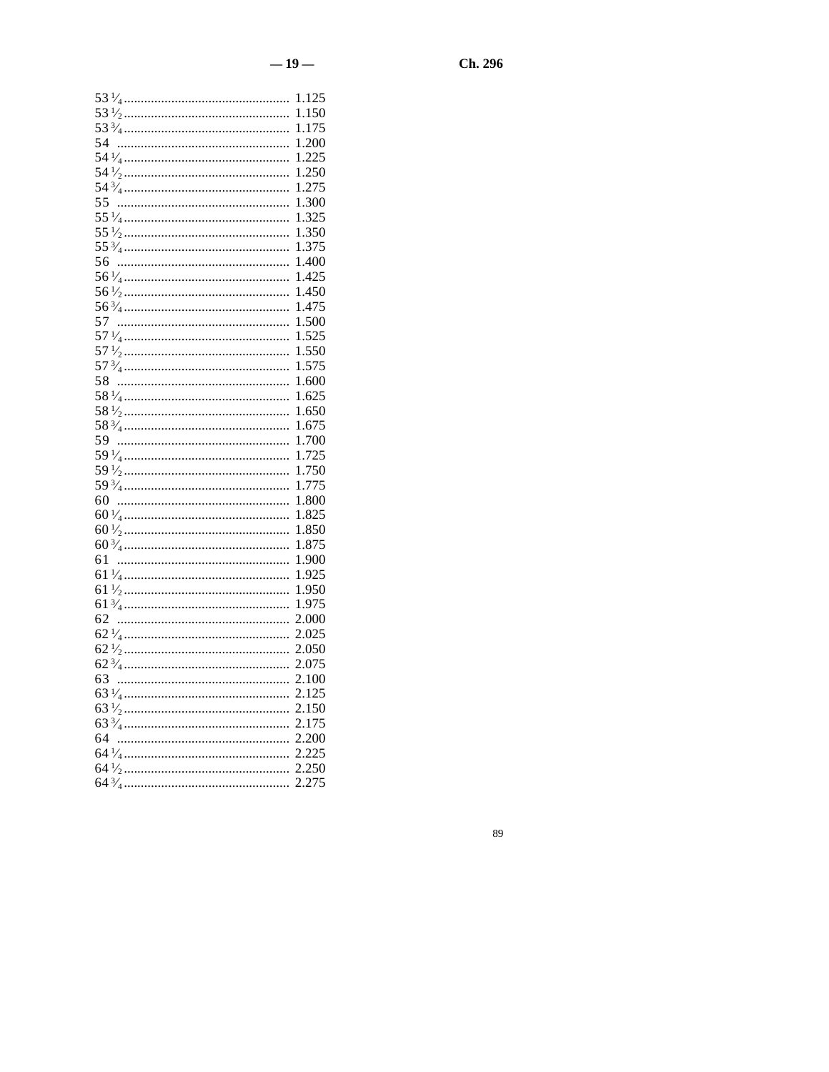53 ¼................................................ 1.125
53 ½................................................ 1.150
53 ¾................................................ 1.175
54 .................................................. 1.200
54 ¼................................................ 1.225
54 ½................................................ 1.250
54 ¾................................................ 1.275
55 .................................................. 1.300
55 ¼................................................ 1.325
55 ½................................................ 1.350
55 ¾................................................ 1.375
56 .................................................. 1.400
56 ¼................................................ 1.425
56 ½................................................ 1.450
56 ¾................................................ 1.475
57 .................................................. 1.500
57 ¼................................................ 1.525
57 ½................................................ 1.550
57 ¾................................................ 1.575
58 .................................................. 1.600
58 ¼................................................ 1.625
58 ½................................................ 1.650
58 ¾................................................ 1.675
59 .................................................. 1.700
59 ¼................................................ 1.725
59 ½................................................ 1.750
59 ¾................................................ 1.775
60 .................................................. 1.800
60 ¼................................................ 1.825
60 ½................................................ 1.850
60 ¾................................................ 1.875
61 .................................................. 1.900
61 ¼................................................ 1.925
61 ½................................................ 1.950
61 ¾................................................ 1.975
62 .................................................. 2.000
62 ¼................................................ 2.025
62 ½................................................ 2.050
62 ¾................................................ 2.075
63 .................................................. 2.100
63 ¼................................................ 2.125
63 ½................................................ 2.150
63 ¾................................................ 2.175
64 .................................................. 2.200
64 ¼................................................ 2.225
64 ½................................................ 2.250
64 ¾................................................ 2.275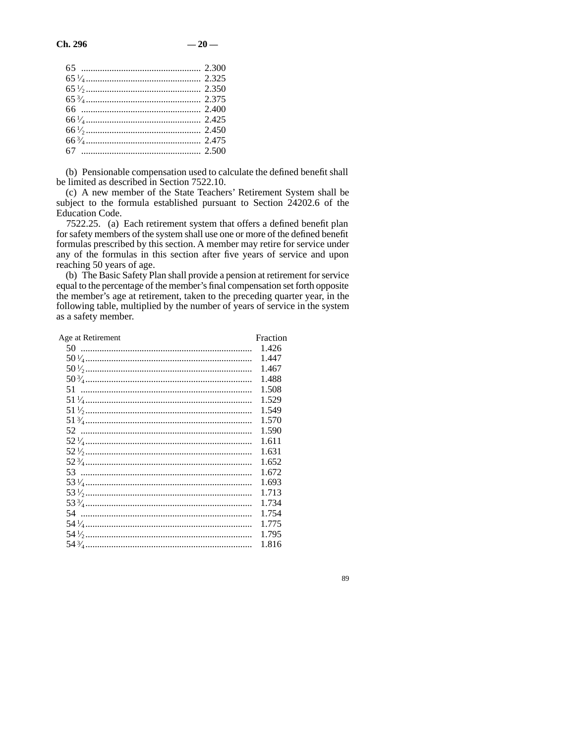| | |
|---|---|
| 65 | 2.300 |
| 65 ¼ | 2.325 |
| 65 ½ | 2.350 |
| 65 ¾ | 2.375 |
| 66 | 2.400 |
| 66 ¼ | 2.425 |
| 66 ½ | 2.450 |
| 66 ¾ | 2.475 |
| 67 | 2.500 |

(b) Pensionable compensation used to calculate the defined benefit shall be limited as described in Section 7522.10.

(c) A new member of the State Teachers' Retirement System shall be subject to the formula established pursuant to Section 24202.6 of the Education Code.

7522.25. (a) Each retirement system that offers a defined benefit plan for safety members of the system shall use one or more of the defined benefit formulas prescribed by this section. A member may retire for service under any of the formulas in this section after five years of service and upon reaching 50 years of age.

(b) The Basic Safety Plan shall provide a pension at retirement for service equal to the percentage of the member's final compensation set forth opposite the member's age at retirement, taken to the preceding quarter year, in the following table, multiplied by the number of years of service in the system as a safety member.

| Age at Retirement | Fraction |
|---|---|
| 50 | 1.426 |
| 50 ¼ | 1.447 |
| 50 ½ | 1.467 |
| 50 ¾ | 1.488 |
| 51 | 1.508 |
| 51 ¼ | 1.529 |
| 51 ½ | 1.549 |
| 51 ¾ | 1.570 |
| 52 | 1.590 |
| 52 ¼ | 1.611 |
| 52 ½ | 1.631 |
| 52 ¾ | 1.652 |
| 53 | 1.672 |
| 53 ¼ | 1.693 |
| 53 ½ | 1.713 |
| 53 ¾ | 1.734 |
| 54 | 1.754 |
| 54 ¼ | 1.775 |
| 54 ½ | 1.795 |
| 54 ¾ | 1.816 |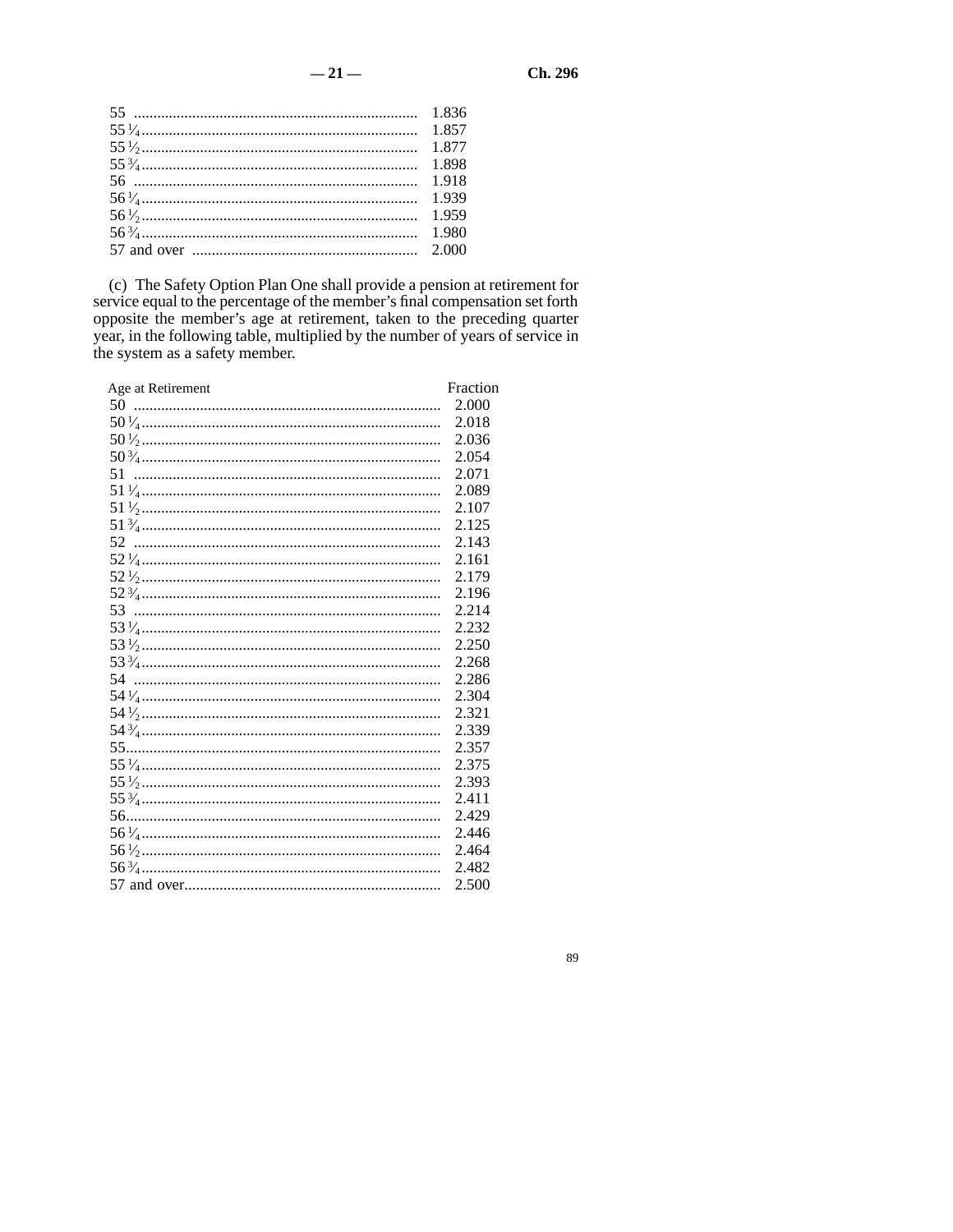| | |
|---|---|
| 55 | 1.836 |
| 55 ¼ | 1.857 |
| 55 ½ | 1.877 |
| 55 ¾ | 1.898 |
| 56 | 1.918 |
| 56 ¼ | 1.939 |
| 56 ½ | 1.959 |
| 56 ¾ | 1.980 |
| 57 and over | 2.000 |

(c) The Safety Option Plan One shall provide a pension at retirement for service equal to the percentage of the member's final compensation set forth opposite the member's age at retirement, taken to the preceding quarter year, in the following table, multiplied by the number of years of service in the system as a safety member.

| Age at Retirement | Fraction |
|---|---|
| 50 | 2.000 |
| 50 ¼ | 2.018 |
| 50 ½ | 2.036 |
| 50 ¾ | 2.054 |
| 51 | 2.071 |
| 51 ¼ | 2.089 |
| 51 ½ | 2.107 |
| 51 ¾ | 2.125 |
| 52 | 2.143 |
| 52 ¼ | 2.161 |
| 52 ½ | 2.179 |
| 52 ¾ | 2.196 |
| 53 | 2.214 |
| 53 ¼ | 2.232 |
| 53 ½ | 2.250 |
| 53 ¾ | 2.268 |
| 54 | 2.286 |
| 54 ¼ | 2.304 |
| 54 ½ | 2.321 |
| 54 ¾ | 2.339 |
| 55 | 2.357 |
| 55 ¼ | 2.375 |
| 55 ½ | 2.393 |
| 55 ¾ | 2.411 |
| 56 | 2.429 |
| 56 ¼ | 2.446 |
| 56 ½ | 2.464 |
| 56 ¾ | 2.482 |
| 57 and over | 2.500 |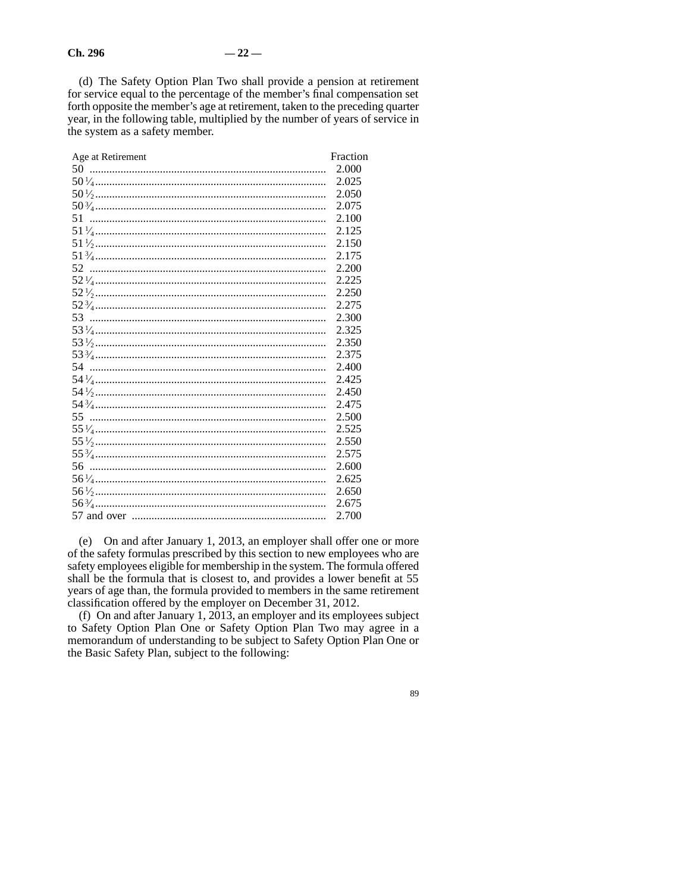(d) The Safety Option Plan Two shall provide a pension at retirement for service equal to the percentage of the member's final compensation set forth opposite the member's age at retirement, taken to the preceding quarter year, in the following table, multiplied by the number of years of service in the system as a safety member.

| Age at Retirement | Fraction |
| --- | --- |
| 50 | 2.000 |
| 50 1/4 | 2.025 |
| 50 1/2 | 2.050 |
| 50 3/4 | 2.075 |
| 51 | 2.100 |
| 51 1/4 | 2.125 |
| 51 1/2 | 2.150 |
| 51 3/4 | 2.175 |
| 52 | 2.200 |
| 52 1/4 | 2.225 |
| 52 1/2 | 2.250 |
| 52 3/4 | 2.275 |
| 53 | 2.300 |
| 53 1/4 | 2.325 |
| 53 1/2 | 2.350 |
| 53 3/4 | 2.375 |
| 54 | 2.400 |
| 54 1/4 | 2.425 |
| 54 1/2 | 2.450 |
| 54 3/4 | 2.475 |
| 55 | 2.500 |
| 55 1/4 | 2.525 |
| 55 1/2 | 2.550 |
| 55 3/4 | 2.575 |
| 56 | 2.600 |
| 56 1/4 | 2.625 |
| 56 1/2 | 2.650 |
| 56 3/4 | 2.675 |
| 57 and over | 2.700 |

(e) On and after January 1, 2013, an employer shall offer one or more of the safety formulas prescribed by this section to new employees who are safety employees eligible for membership in the system. The formula offered shall be the formula that is closest to, and provides a lower benefit at 55 years of age than, the formula provided to members in the same retirement classification offered by the employer on December 31, 2012.

(f) On and after January 1, 2013, an employer and its employees subject to Safety Option Plan One or Safety Option Plan Two may agree in a memorandum of understanding to be subject to Safety Option Plan One or the Basic Safety Plan, subject to the following: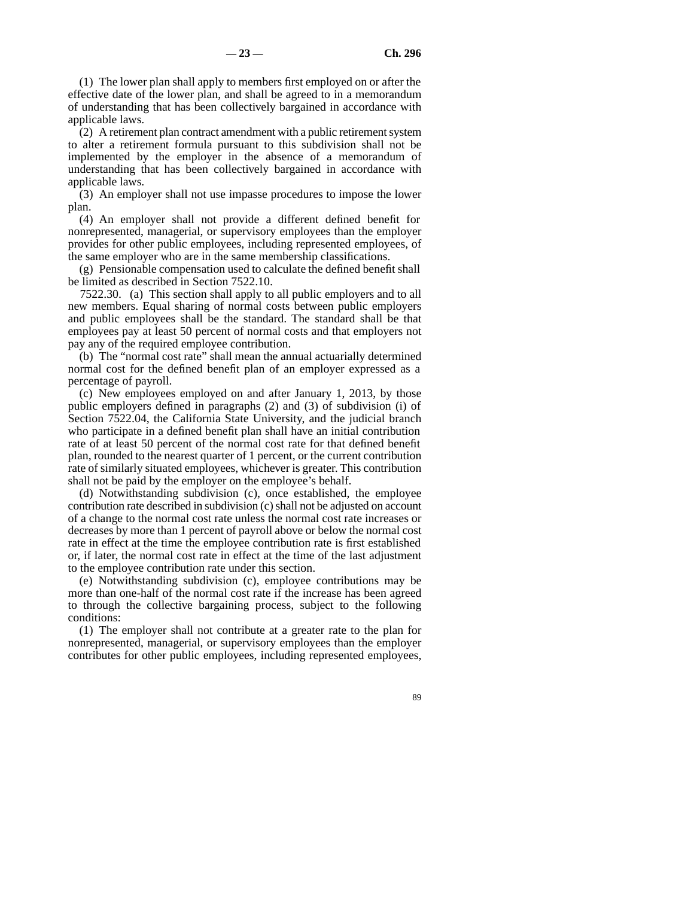(1) The lower plan shall apply to members first employed on or after the effective date of the lower plan, and shall be agreed to in a memorandum of understanding that has been collectively bargained in accordance with applicable laws.

(2) A retirement plan contract amendment with a public retirement system to alter a retirement formula pursuant to this subdivision shall not be implemented by the employer in the absence of a memorandum of understanding that has been collectively bargained in accordance with applicable laws.

(3) An employer shall not use impasse procedures to impose the lower plan.

(4) An employer shall not provide a different defined benefit for nonrepresented, managerial, or supervisory employees than the employer provides for other public employees, including represented employees, of the same employer who are in the same membership classifications.

(g) Pensionable compensation used to calculate the defined benefit shall be limited as described in Section 7522.10.

7522.30. (a) This section shall apply to all public employers and to all new members. Equal sharing of normal costs between public employers and public employees shall be the standard. The standard shall be that employees pay at least 50 percent of normal costs and that employers not pay any of the required employee contribution.

(b) The "normal cost rate" shall mean the annual actuarially determined normal cost for the defined benefit plan of an employer expressed as a percentage of payroll.

(c) New employees employed on and after January 1, 2013, by those public employers defined in paragraphs (2) and (3) of subdivision (i) of Section 7522.04, the California State University, and the judicial branch who participate in a defined benefit plan shall have an initial contribution rate of at least 50 percent of the normal cost rate for that defined benefit plan, rounded to the nearest quarter of 1 percent, or the current contribution rate of similarly situated employees, whichever is greater. This contribution shall not be paid by the employer on the employee's behalf.

(d) Notwithstanding subdivision (c), once established, the employee contribution rate described in subdivision (c) shall not be adjusted on account of a change to the normal cost rate unless the normal cost rate increases or decreases by more than 1 percent of payroll above or below the normal cost rate in effect at the time the employee contribution rate is first established or, if later, the normal cost rate in effect at the time of the last adjustment to the employee contribution rate under this section.

(e) Notwithstanding subdivision (c), employee contributions may be more than one-half of the normal cost rate if the increase has been agreed to through the collective bargaining process, subject to the following conditions:

(1) The employer shall not contribute at a greater rate to the plan for nonrepresented, managerial, or supervisory employees than the employer contributes for other public employees, including represented employees,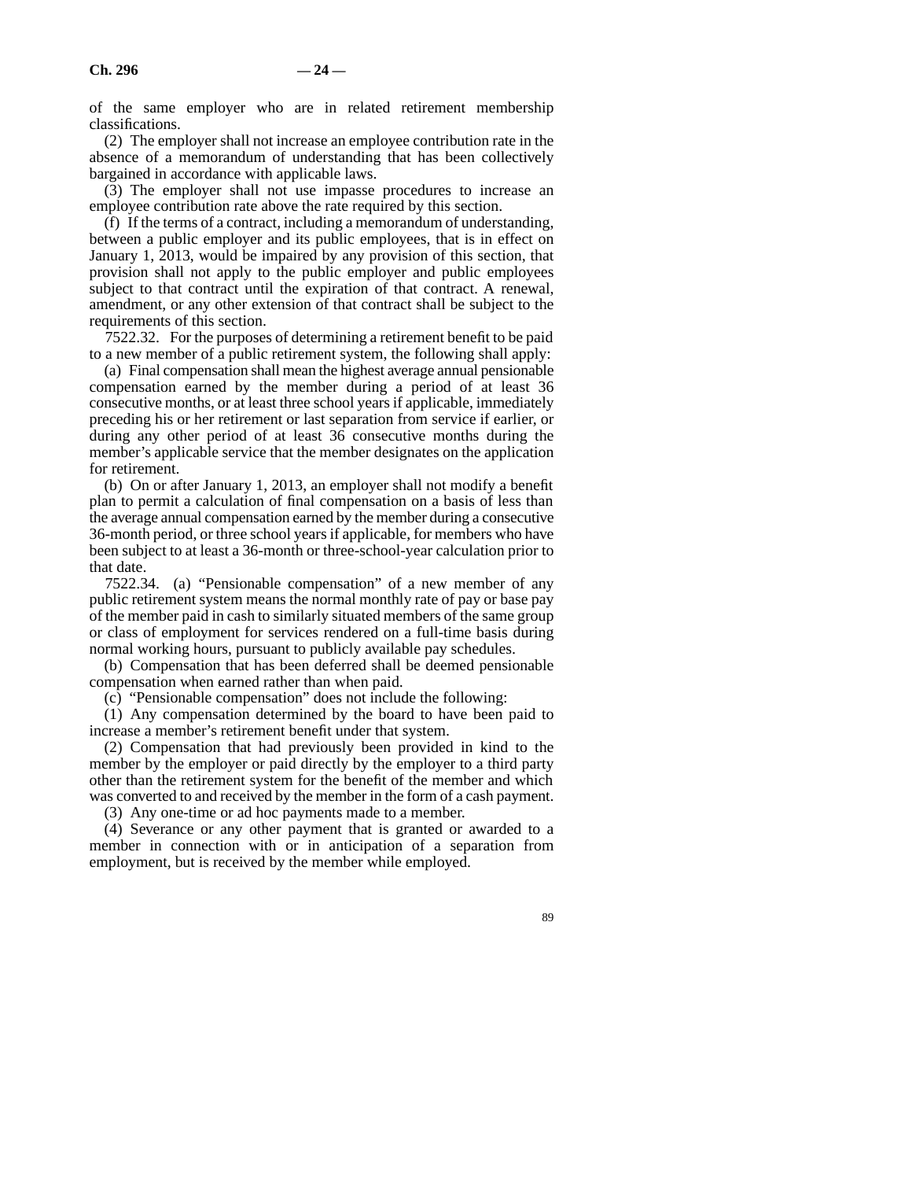of the same employer who are in related retirement membership classifications.

(2) The employer shall not increase an employee contribution rate in the absence of a memorandum of understanding that has been collectively bargained in accordance with applicable laws.

(3) The employer shall not use impasse procedures to increase an employee contribution rate above the rate required by this section.

(f) If the terms of a contract, including a memorandum of understanding, between a public employer and its public employees, that is in effect on January 1, 2013, would be impaired by any provision of this section, that provision shall not apply to the public employer and public employees subject to that contract until the expiration of that contract. A renewal, amendment, or any other extension of that contract shall be subject to the requirements of this section.

7522.32. For the purposes of determining a retirement benefit to be paid to a new member of a public retirement system, the following shall apply:

(a) Final compensation shall mean the highest average annual pensionable compensation earned by the member during a period of at least 36 consecutive months, or at least three school years if applicable, immediately preceding his or her retirement or last separation from service if earlier, or during any other period of at least 36 consecutive months during the member's applicable service that the member designates on the application for retirement.

(b) On or after January 1, 2013, an employer shall not modify a benefit plan to permit a calculation of final compensation on a basis of less than the average annual compensation earned by the member during a consecutive 36-month period, or three school years if applicable, for members who have been subject to at least a 36-month or three-school-year calculation prior to that date.

7522.34. (a) "Pensionable compensation" of a new member of any public retirement system means the normal monthly rate of pay or base pay of the member paid in cash to similarly situated members of the same group or class of employment for services rendered on a full-time basis during normal working hours, pursuant to publicly available pay schedules.

(b) Compensation that has been deferred shall be deemed pensionable compensation when earned rather than when paid.

(c) "Pensionable compensation" does not include the following:

(1) Any compensation determined by the board to have been paid to increase a member's retirement benefit under that system.

(2) Compensation that had previously been provided in kind to the member by the employer or paid directly by the employer to a third party other than the retirement system for the benefit of the member and which was converted to and received by the member in the form of a cash payment.

(3) Any one-time or ad hoc payments made to a member.

(4) Severance or any other payment that is granted or awarded to a member in connection with or in anticipation of a separation from employment, but is received by the member while employed.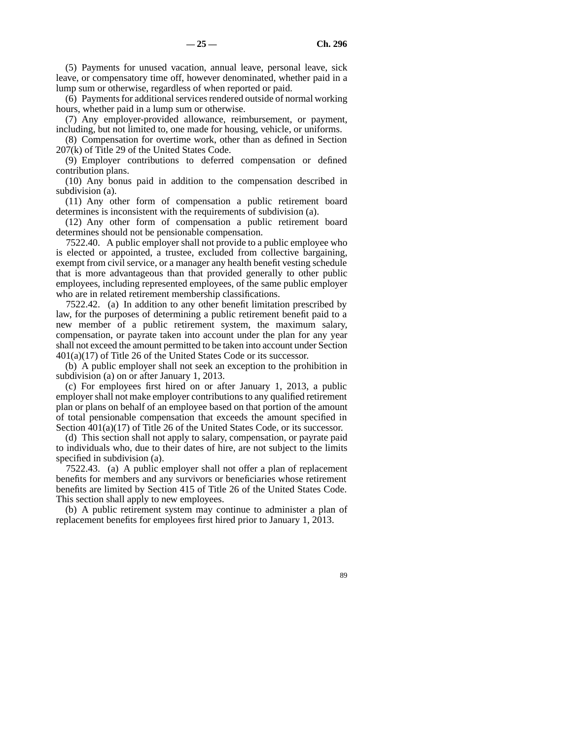(5) Payments for unused vacation, annual leave, personal leave, sick leave, or compensatory time off, however denominated, whether paid in a lump sum or otherwise, regardless of when reported or paid.

(6) Payments for additional services rendered outside of normal working hours, whether paid in a lump sum or otherwise.

(7) Any employer-provided allowance, reimbursement, or payment, including, but not limited to, one made for housing, vehicle, or uniforms.

(8) Compensation for overtime work, other than as defined in Section 207(k) of Title 29 of the United States Code.

(9) Employer contributions to deferred compensation or defined contribution plans.

(10) Any bonus paid in addition to the compensation described in subdivision (a).

(11) Any other form of compensation a public retirement board determines is inconsistent with the requirements of subdivision (a).

(12) Any other form of compensation a public retirement board determines should not be pensionable compensation.

7522.40. A public employer shall not provide to a public employee who is elected or appointed, a trustee, excluded from collective bargaining, exempt from civil service, or a manager any health benefit vesting schedule that is more advantageous than that provided generally to other public employees, including represented employees, of the same public employer who are in related retirement membership classifications.

7522.42. (a) In addition to any other benefit limitation prescribed by law, for the purposes of determining a public retirement benefit paid to a new member of a public retirement system, the maximum salary, compensation, or payrate taken into account under the plan for any year shall not exceed the amount permitted to be taken into account under Section 401(a)(17) of Title 26 of the United States Code or its successor.

(b) A public employer shall not seek an exception to the prohibition in subdivision (a) on or after January 1, 2013.

(c) For employees first hired on or after January 1, 2013, a public employer shall not make employer contributions to any qualified retirement plan or plans on behalf of an employee based on that portion of the amount of total pensionable compensation that exceeds the amount specified in Section 401(a)(17) of Title 26 of the United States Code, or its successor.

(d) This section shall not apply to salary, compensation, or payrate paid to individuals who, due to their dates of hire, are not subject to the limits specified in subdivision (a).

7522.43. (a) A public employer shall not offer a plan of replacement benefits for members and any survivors or beneficiaries whose retirement benefits are limited by Section 415 of Title 26 of the United States Code. This section shall apply to new employees.

(b) A public retirement system may continue to administer a plan of replacement benefits for employees first hired prior to January 1, 2013.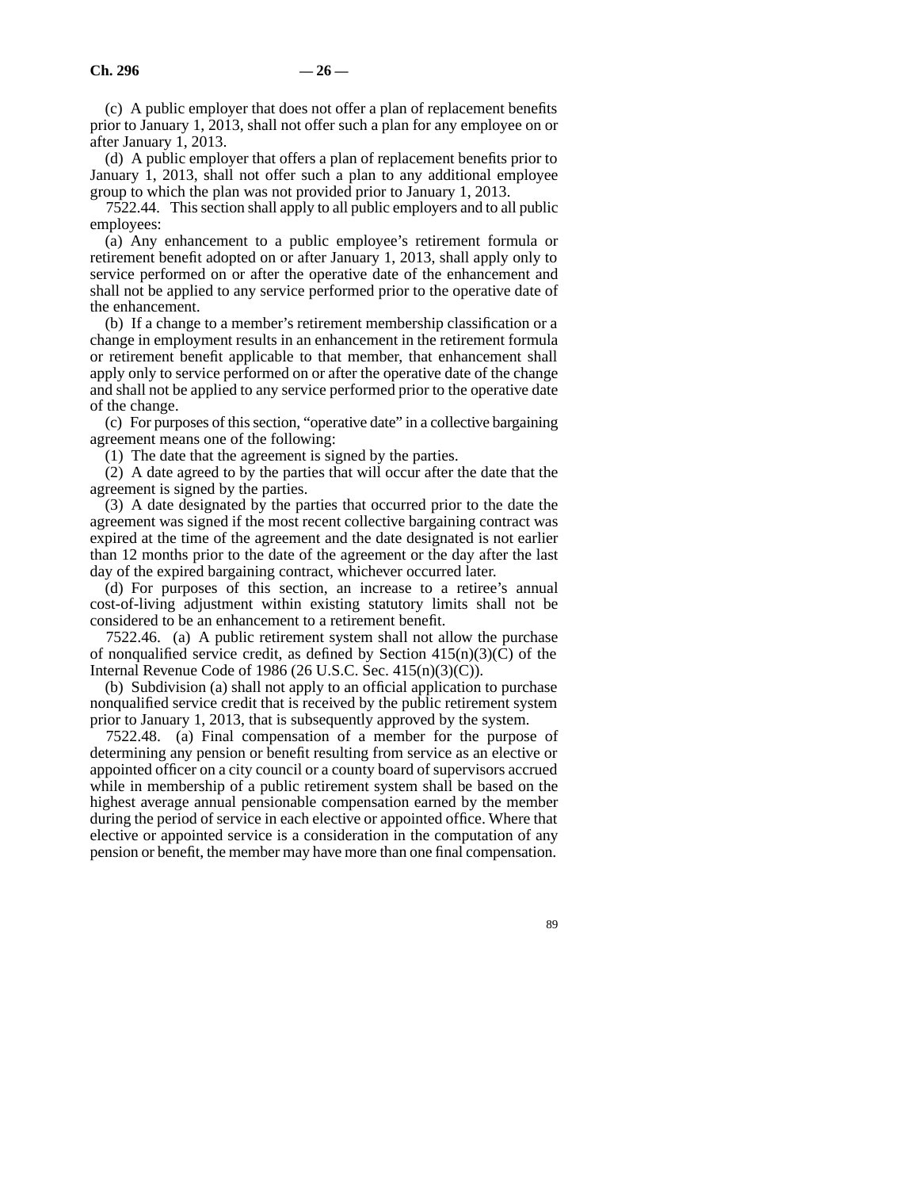(c) A public employer that does not offer a plan of replacement benefits prior to January 1, 2013, shall not offer such a plan for any employee on or after January 1, 2013.

(d) A public employer that offers a plan of replacement benefits prior to January 1, 2013, shall not offer such a plan to any additional employee group to which the plan was not provided prior to January 1, 2013.

7522.44. This section shall apply to all public employers and to all public employees:

(a) Any enhancement to a public employee's retirement formula or retirement benefit adopted on or after January 1, 2013, shall apply only to service performed on or after the operative date of the enhancement and shall not be applied to any service performed prior to the operative date of the enhancement.

(b) If a change to a member's retirement membership classification or a change in employment results in an enhancement in the retirement formula or retirement benefit applicable to that member, that enhancement shall apply only to service performed on or after the operative date of the change and shall not be applied to any service performed prior to the operative date of the change.

(c) For purposes of this section, "operative date" in a collective bargaining agreement means one of the following:

(1) The date that the agreement is signed by the parties.

(2) A date agreed to by the parties that will occur after the date that the agreement is signed by the parties.

(3) A date designated by the parties that occurred prior to the date the agreement was signed if the most recent collective bargaining contract was expired at the time of the agreement and the date designated is not earlier than 12 months prior to the date of the agreement or the day after the last day of the expired bargaining contract, whichever occurred later.

(d) For purposes of this section, an increase to a retiree's annual cost-of-living adjustment within existing statutory limits shall not be considered to be an enhancement to a retirement benefit.

7522.46. (a) A public retirement system shall not allow the purchase of nonqualified service credit, as defined by Section 415(n)(3)(C) of the Internal Revenue Code of 1986 (26 U.S.C. Sec. 415(n)(3)(C)).

(b) Subdivision (a) shall not apply to an official application to purchase nonqualified service credit that is received by the public retirement system prior to January 1, 2013, that is subsequently approved by the system.

7522.48. (a) Final compensation of a member for the purpose of determining any pension or benefit resulting from service as an elective or appointed officer on a city council or a county board of supervisors accrued while in membership of a public retirement system shall be based on the highest average annual pensionable compensation earned by the member during the period of service in each elective or appointed office. Where that elective or appointed service is a consideration in the computation of any pension or benefit, the member may have more than one final compensation.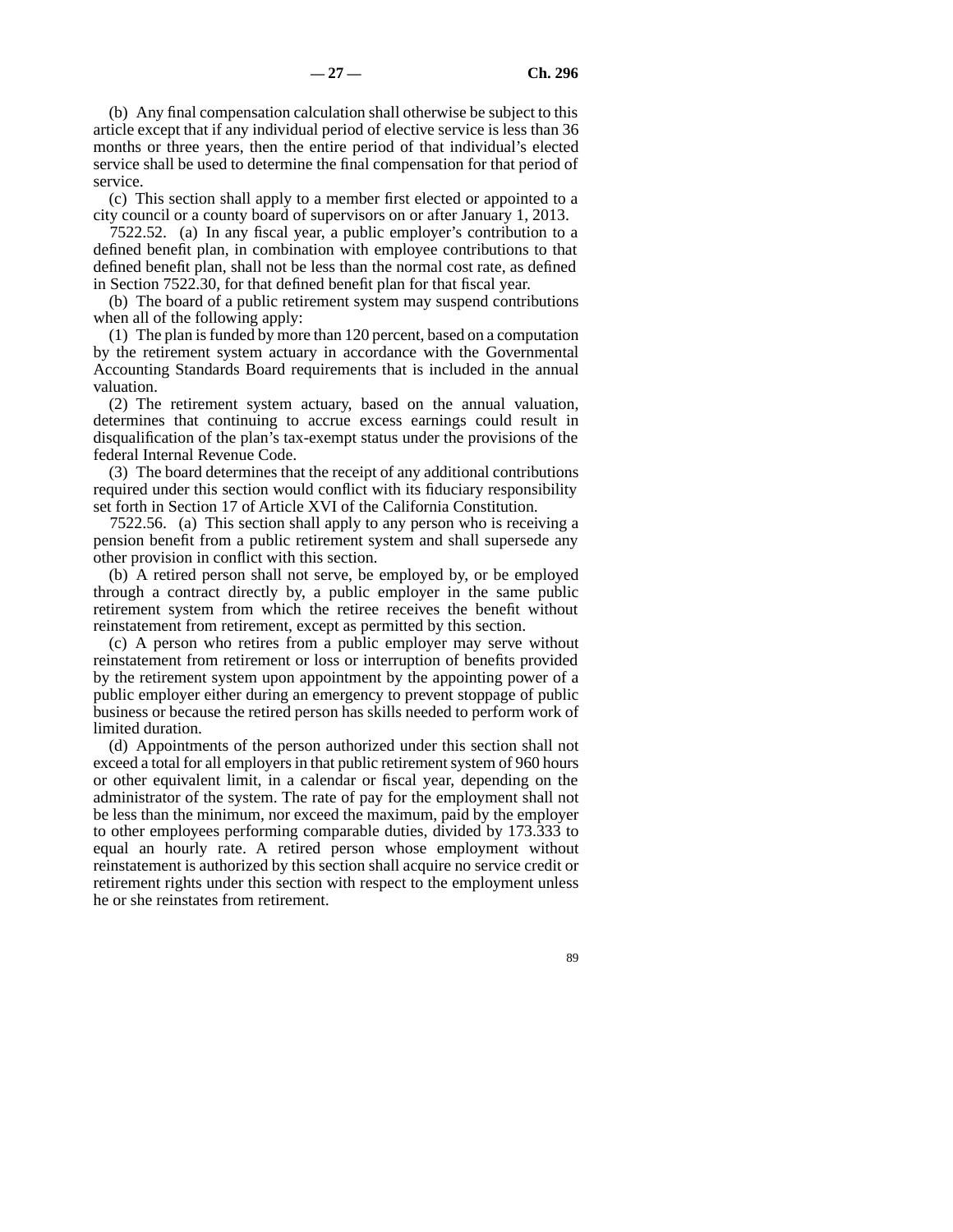(b) Any final compensation calculation shall otherwise be subject to this article except that if any individual period of elective service is less than 36 months or three years, then the entire period of that individual's elected service shall be used to determine the final compensation for that period of service.

(c) This section shall apply to a member first elected or appointed to a city council or a county board of supervisors on or after January 1, 2013.

7522.52. (a) In any fiscal year, a public employer's contribution to a defined benefit plan, in combination with employee contributions to that defined benefit plan, shall not be less than the normal cost rate, as defined in Section 7522.30, for that defined benefit plan for that fiscal year.

(b) The board of a public retirement system may suspend contributions when all of the following apply:

(1) The plan is funded by more than 120 percent, based on a computation by the retirement system actuary in accordance with the Governmental Accounting Standards Board requirements that is included in the annual valuation.

(2) The retirement system actuary, based on the annual valuation, determines that continuing to accrue excess earnings could result in disqualification of the plan's tax-exempt status under the provisions of the federal Internal Revenue Code.

(3) The board determines that the receipt of any additional contributions required under this section would conflict with its fiduciary responsibility set forth in Section 17 of Article XVI of the California Constitution.

7522.56. (a) This section shall apply to any person who is receiving a pension benefit from a public retirement system and shall supersede any other provision in conflict with this section.

(b) A retired person shall not serve, be employed by, or be employed through a contract directly by, a public employer in the same public retirement system from which the retiree receives the benefit without reinstatement from retirement, except as permitted by this section.

(c) A person who retires from a public employer may serve without reinstatement from retirement or loss or interruption of benefits provided by the retirement system upon appointment by the appointing power of a public employer either during an emergency to prevent stoppage of public business or because the retired person has skills needed to perform work of limited duration.

(d) Appointments of the person authorized under this section shall not exceed a total for all employers in that public retirement system of 960 hours or other equivalent limit, in a calendar or fiscal year, depending on the administrator of the system. The rate of pay for the employment shall not be less than the minimum, nor exceed the maximum, paid by the employer to other employees performing comparable duties, divided by 173.333 to equal an hourly rate. A retired person whose employment without reinstatement is authorized by this section shall acquire no service credit or retirement rights under this section with respect to the employment unless he or she reinstates from retirement.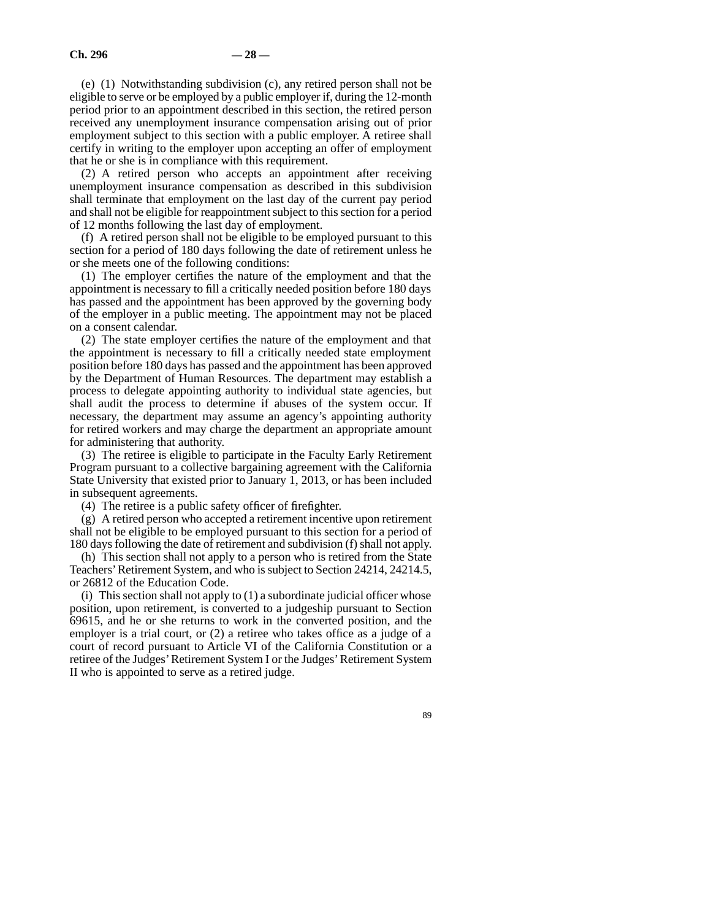(e) (1) Notwithstanding subdivision (c), any retired person shall not be eligible to serve or be employed by a public employer if, during the 12-month period prior to an appointment described in this section, the retired person received any unemployment insurance compensation arising out of prior employment subject to this section with a public employer. A retiree shall certify in writing to the employer upon accepting an offer of employment that he or she is in compliance with this requirement.

(2) A retired person who accepts an appointment after receiving unemployment insurance compensation as described in this subdivision shall terminate that employment on the last day of the current pay period and shall not be eligible for reappointment subject to this section for a period of 12 months following the last day of employment.

(f) A retired person shall not be eligible to be employed pursuant to this section for a period of 180 days following the date of retirement unless he or she meets one of the following conditions:

(1) The employer certifies the nature of the employment and that the appointment is necessary to fill a critically needed position before 180 days has passed and the appointment has been approved by the governing body of the employer in a public meeting. The appointment may not be placed on a consent calendar.

(2) The state employer certifies the nature of the employment and that the appointment is necessary to fill a critically needed state employment position before 180 days has passed and the appointment has been approved by the Department of Human Resources. The department may establish a process to delegate appointing authority to individual state agencies, but shall audit the process to determine if abuses of the system occur. If necessary, the department may assume an agency's appointing authority for retired workers and may charge the department an appropriate amount for administering that authority.

(3) The retiree is eligible to participate in the Faculty Early Retirement Program pursuant to a collective bargaining agreement with the California State University that existed prior to January 1, 2013, or has been included in subsequent agreements.

(4) The retiree is a public safety officer of firefighter.

(g) A retired person who accepted a retirement incentive upon retirement shall not be eligible to be employed pursuant to this section for a period of 180 days following the date of retirement and subdivision (f) shall not apply.

(h) This section shall not apply to a person who is retired from the State Teachers' Retirement System, and who is subject to Section 24214, 24214.5, or 26812 of the Education Code.

(i) This section shall not apply to (1) a subordinate judicial officer whose position, upon retirement, is converted to a judgeship pursuant to Section 69615, and he or she returns to work in the converted position, and the employer is a trial court, or (2) a retiree who takes office as a judge of a court of record pursuant to Article VI of the California Constitution or a retiree of the Judges' Retirement System I or the Judges' Retirement System II who is appointed to serve as a retired judge.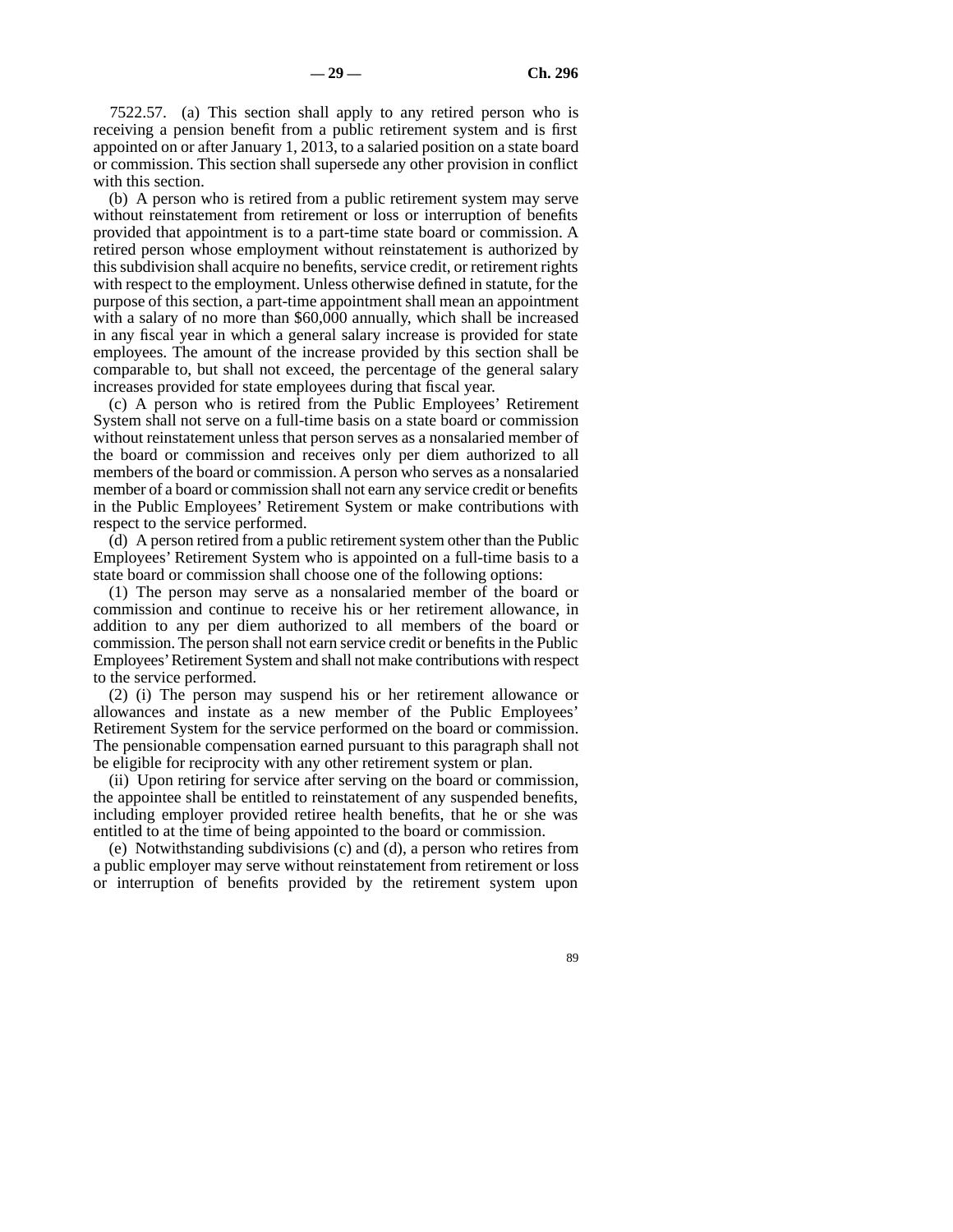7522.57. (a) This section shall apply to any retired person who is receiving a pension benefit from a public retirement system and is first appointed on or after January 1, 2013, to a salaried position on a state board or commission. This section shall supersede any other provision in conflict with this section.

(b) A person who is retired from a public retirement system may serve without reinstatement from retirement or loss or interruption of benefits provided that appointment is to a part-time state board or commission. A retired person whose employment without reinstatement is authorized by this subdivision shall acquire no benefits, service credit, or retirement rights with respect to the employment. Unless otherwise defined in statute, for the purpose of this section, a part-time appointment shall mean an appointment with a salary of no more than $60,000 annually, which shall be increased in any fiscal year in which a general salary increase is provided for state employees. The amount of the increase provided by this section shall be comparable to, but shall not exceed, the percentage of the general salary increases provided for state employees during that fiscal year.

(c) A person who is retired from the Public Employees' Retirement System shall not serve on a full-time basis on a state board or commission without reinstatement unless that person serves as a nonsalaried member of the board or commission and receives only per diem authorized to all members of the board or commission. A person who serves as a nonsalaried member of a board or commission shall not earn any service credit or benefits in the Public Employees' Retirement System or make contributions with respect to the service performed.

(d) A person retired from a public retirement system other than the Public Employees' Retirement System who is appointed on a full-time basis to a state board or commission shall choose one of the following options:

(1) The person may serve as a nonsalaried member of the board or commission and continue to receive his or her retirement allowance, in addition to any per diem authorized to all members of the board or commission. The person shall not earn service credit or benefits in the Public Employees' Retirement System and shall not make contributions with respect to the service performed.

(2) (i) The person may suspend his or her retirement allowance or allowances and instate as a new member of the Public Employees' Retirement System for the service performed on the board or commission. The pensionable compensation earned pursuant to this paragraph shall not be eligible for reciprocity with any other retirement system or plan.

(ii) Upon retiring for service after serving on the board or commission, the appointee shall be entitled to reinstatement of any suspended benefits, including employer provided retiree health benefits, that he or she was entitled to at the time of being appointed to the board or commission.

(e) Notwithstanding subdivisions (c) and (d), a person who retires from a public employer may serve without reinstatement from retirement or loss or interruption of benefits provided by the retirement system upon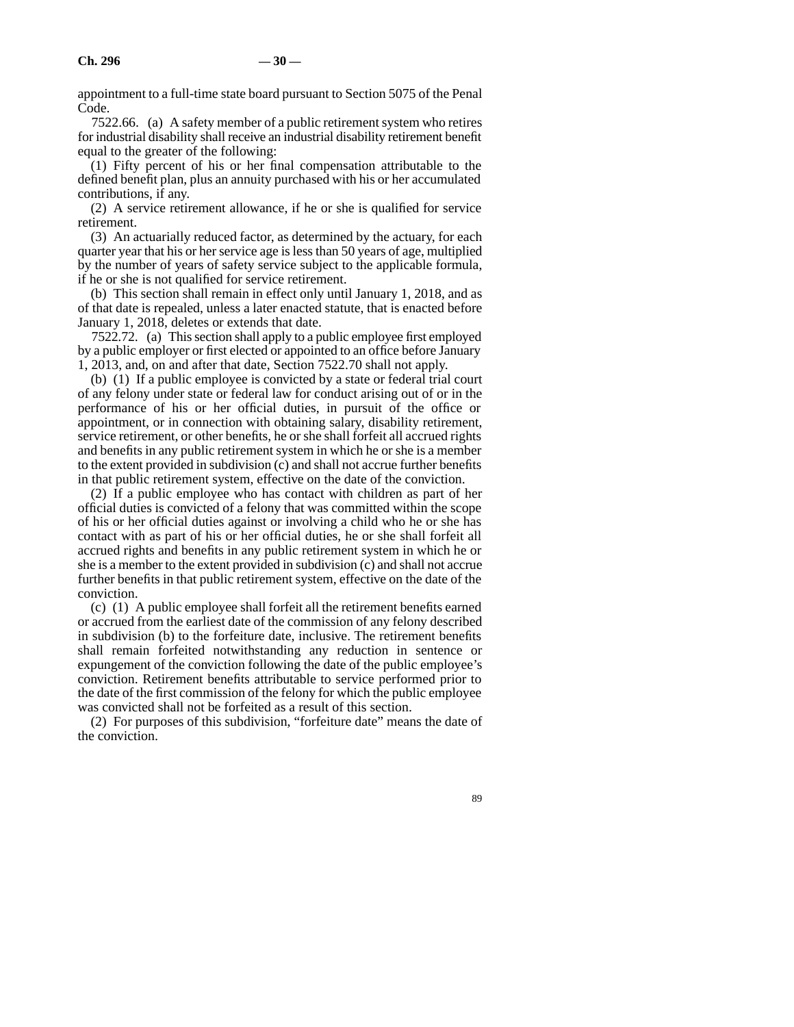appointment to a full-time state board pursuant to Section 5075 of the Penal Code.

7522.66. (a) A safety member of a public retirement system who retires for industrial disability shall receive an industrial disability retirement benefit equal to the greater of the following:

(1) Fifty percent of his or her final compensation attributable to the defined benefit plan, plus an annuity purchased with his or her accumulated contributions, if any.

(2) A service retirement allowance, if he or she is qualified for service retirement.

(3) An actuarially reduced factor, as determined by the actuary, for each quarter year that his or her service age is less than 50 years of age, multiplied by the number of years of safety service subject to the applicable formula, if he or she is not qualified for service retirement.

(b) This section shall remain in effect only until January 1, 2018, and as of that date is repealed, unless a later enacted statute, that is enacted before January 1, 2018, deletes or extends that date.

7522.72. (a) This section shall apply to a public employee first employed by a public employer or first elected or appointed to an office before January 1, 2013, and, on and after that date, Section 7522.70 shall not apply.

(b) (1) If a public employee is convicted by a state or federal trial court of any felony under state or federal law for conduct arising out of or in the performance of his or her official duties, in pursuit of the office or appointment, or in connection with obtaining salary, disability retirement, service retirement, or other benefits, he or she shall forfeit all accrued rights and benefits in any public retirement system in which he or she is a member to the extent provided in subdivision (c) and shall not accrue further benefits in that public retirement system, effective on the date of the conviction.

(2) If a public employee who has contact with children as part of her official duties is convicted of a felony that was committed within the scope of his or her official duties against or involving a child who he or she has contact with as part of his or her official duties, he or she shall forfeit all accrued rights and benefits in any public retirement system in which he or she is a member to the extent provided in subdivision (c) and shall not accrue further benefits in that public retirement system, effective on the date of the conviction.

(c) (1) A public employee shall forfeit all the retirement benefits earned or accrued from the earliest date of the commission of any felony described in subdivision (b) to the forfeiture date, inclusive. The retirement benefits shall remain forfeited notwithstanding any reduction in sentence or expungement of the conviction following the date of the public employee's conviction. Retirement benefits attributable to service performed prior to the date of the first commission of the felony for which the public employee was convicted shall not be forfeited as a result of this section.

(2) For purposes of this subdivision, "forfeiture date" means the date of the conviction.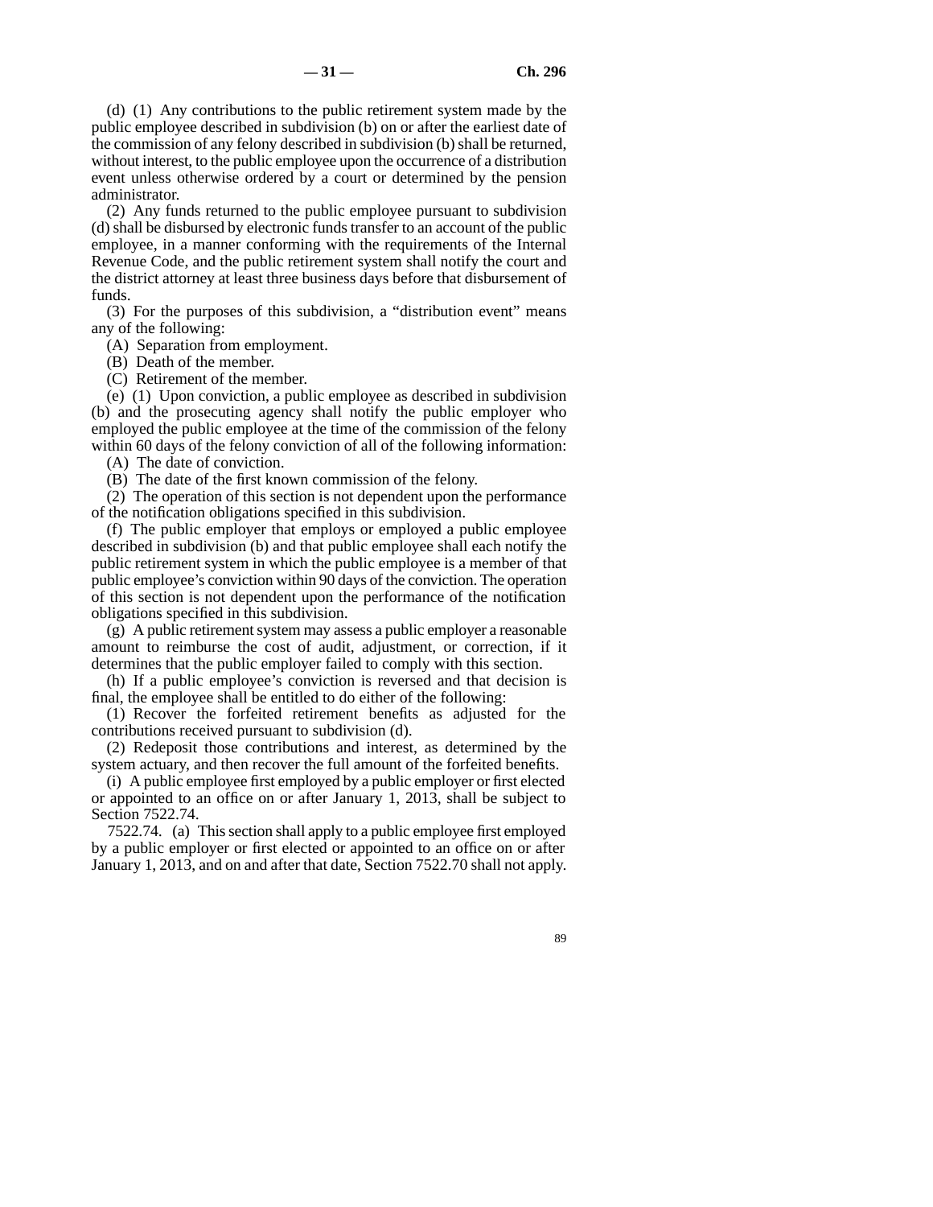(d) (1) Any contributions to the public retirement system made by the public employee described in subdivision (b) on or after the earliest date of the commission of any felony described in subdivision (b) shall be returned, without interest, to the public employee upon the occurrence of a distribution event unless otherwise ordered by a court or determined by the pension administrator.

(2) Any funds returned to the public employee pursuant to subdivision (d) shall be disbursed by electronic funds transfer to an account of the public employee, in a manner conforming with the requirements of the Internal Revenue Code, and the public retirement system shall notify the court and the district attorney at least three business days before that disbursement of funds.

(3) For the purposes of this subdivision, a "distribution event" means any of the following:

(A) Separation from employment.

(B) Death of the member.

(C) Retirement of the member.

(e) (1) Upon conviction, a public employee as described in subdivision (b) and the prosecuting agency shall notify the public employer who employed the public employee at the time of the commission of the felony within 60 days of the felony conviction of all of the following information:

(A) The date of conviction.

(B) The date of the first known commission of the felony.

(2) The operation of this section is not dependent upon the performance of the notification obligations specified in this subdivision.

(f) The public employer that employs or employed a public employee described in subdivision (b) and that public employee shall each notify the public retirement system in which the public employee is a member of that public employee's conviction within 90 days of the conviction. The operation of this section is not dependent upon the performance of the notification obligations specified in this subdivision.

(g) A public retirement system may assess a public employer a reasonable amount to reimburse the cost of audit, adjustment, or correction, if it determines that the public employer failed to comply with this section.

(h) If a public employee's conviction is reversed and that decision is final, the employee shall be entitled to do either of the following:

(1) Recover the forfeited retirement benefits as adjusted for the contributions received pursuant to subdivision (d).

(2) Redeposit those contributions and interest, as determined by the system actuary, and then recover the full amount of the forfeited benefits.

(i) A public employee first employed by a public employer or first elected or appointed to an office on or after January 1, 2013, shall be subject to Section 7522.74.

7522.74. (a) This section shall apply to a public employee first employed by a public employer or first elected or appointed to an office on or after January 1, 2013, and on and after that date, Section 7522.70 shall not apply.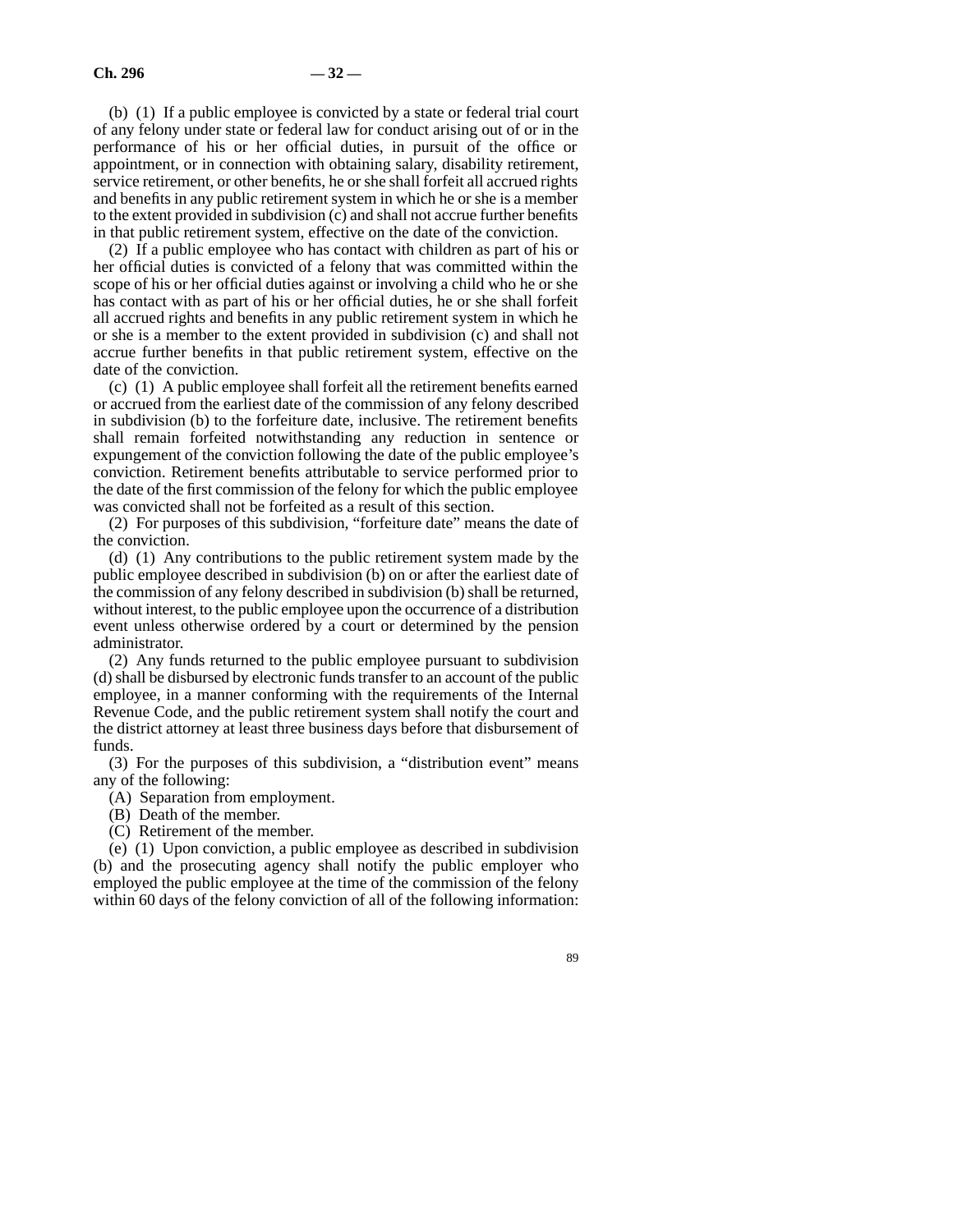(b) (1) If a public employee is convicted by a state or federal trial court of any felony under state or federal law for conduct arising out of or in the performance of his or her official duties, in pursuit of the office or appointment, or in connection with obtaining salary, disability retirement, service retirement, or other benefits, he or she shall forfeit all accrued rights and benefits in any public retirement system in which he or she is a member to the extent provided in subdivision (c) and shall not accrue further benefits in that public retirement system, effective on the date of the conviction.

(2) If a public employee who has contact with children as part of his or her official duties is convicted of a felony that was committed within the scope of his or her official duties against or involving a child who he or she has contact with as part of his or her official duties, he or she shall forfeit all accrued rights and benefits in any public retirement system in which he or she is a member to the extent provided in subdivision (c) and shall not accrue further benefits in that public retirement system, effective on the date of the conviction.

(c) (1) A public employee shall forfeit all the retirement benefits earned or accrued from the earliest date of the commission of any felony described in subdivision (b) to the forfeiture date, inclusive. The retirement benefits shall remain forfeited notwithstanding any reduction in sentence or expungement of the conviction following the date of the public employee's conviction. Retirement benefits attributable to service performed prior to the date of the first commission of the felony for which the public employee was convicted shall not be forfeited as a result of this section.

(2) For purposes of this subdivision, "forfeiture date" means the date of the conviction.

(d) (1) Any contributions to the public retirement system made by the public employee described in subdivision (b) on or after the earliest date of the commission of any felony described in subdivision (b) shall be returned, without interest, to the public employee upon the occurrence of a distribution event unless otherwise ordered by a court or determined by the pension administrator.

(2) Any funds returned to the public employee pursuant to subdivision (d) shall be disbursed by electronic funds transfer to an account of the public employee, in a manner conforming with the requirements of the Internal Revenue Code, and the public retirement system shall notify the court and the district attorney at least three business days before that disbursement of funds.

(3) For the purposes of this subdivision, a "distribution event" means any of the following:

(A) Separation from employment.

(B) Death of the member.

(C) Retirement of the member.

(e) (1) Upon conviction, a public employee as described in subdivision (b) and the prosecuting agency shall notify the public employer who employed the public employee at the time of the commission of the felony within 60 days of the felony conviction of all of the following information: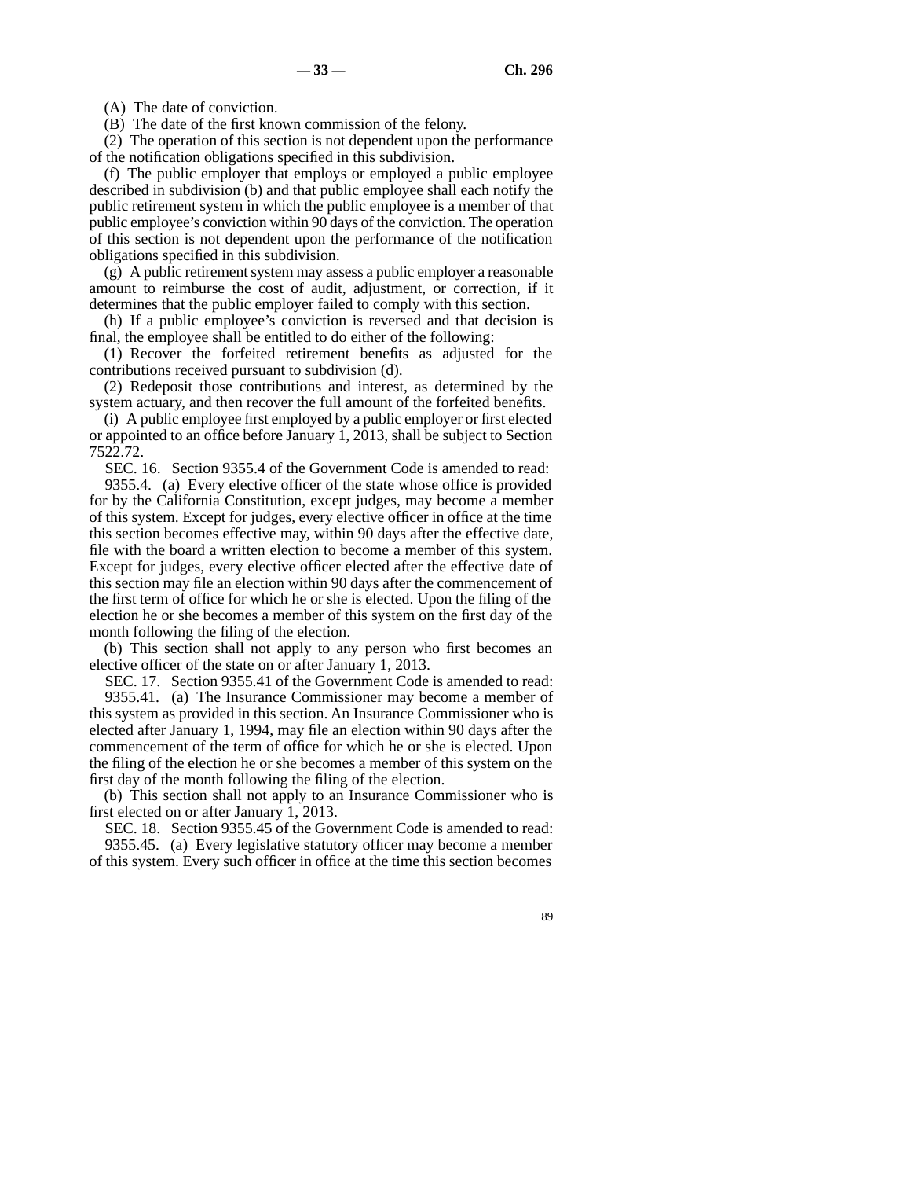(A) The date of conviction.

(B) The date of the first known commission of the felony.

(2) The operation of this section is not dependent upon the performance of the notification obligations specified in this subdivision.

(f) The public employer that employs or employed a public employee described in subdivision (b) and that public employee shall each notify the public retirement system in which the public employee is a member of that public employee's conviction within 90 days of the conviction. The operation of this section is not dependent upon the performance of the notification obligations specified in this subdivision.

(g) A public retirement system may assess a public employer a reasonable amount to reimburse the cost of audit, adjustment, or correction, if it determines that the public employer failed to comply with this section.

(h) If a public employee's conviction is reversed and that decision is final, the employee shall be entitled to do either of the following:

(1) Recover the forfeited retirement benefits as adjusted for the contributions received pursuant to subdivision (d).

(2) Redeposit those contributions and interest, as determined by the system actuary, and then recover the full amount of the forfeited benefits.

(i) A public employee first employed by a public employer or first elected or appointed to an office before January 1, 2013, shall be subject to Section 7522.72.

SEC. 16. Section 9355.4 of the Government Code is amended to read:

9355.4. (a) Every elective officer of the state whose office is provided for by the California Constitution, except judges, may become a member of this system. Except for judges, every elective officer in office at the time this section becomes effective may, within 90 days after the effective date, file with the board a written election to become a member of this system. Except for judges, every elective officer elected after the effective date of this section may file an election within 90 days after the commencement of the first term of office for which he or she is elected. Upon the filing of the election he or she becomes a member of this system on the first day of the month following the filing of the election.

(b) This section shall not apply to any person who first becomes an elective officer of the state on or after January 1, 2013.

SEC. 17. Section 9355.41 of the Government Code is amended to read:

9355.41. (a) The Insurance Commissioner may become a member of this system as provided in this section. An Insurance Commissioner who is elected after January 1, 1994, may file an election within 90 days after the commencement of the term of office for which he or she is elected. Upon the filing of the election he or she becomes a member of this system on the first day of the month following the filing of the election.

(b) This section shall not apply to an Insurance Commissioner who is first elected on or after January 1, 2013.

SEC. 18. Section 9355.45 of the Government Code is amended to read:

9355.45. (a) Every legislative statutory officer may become a member of this system. Every such officer in office at the time this section becomes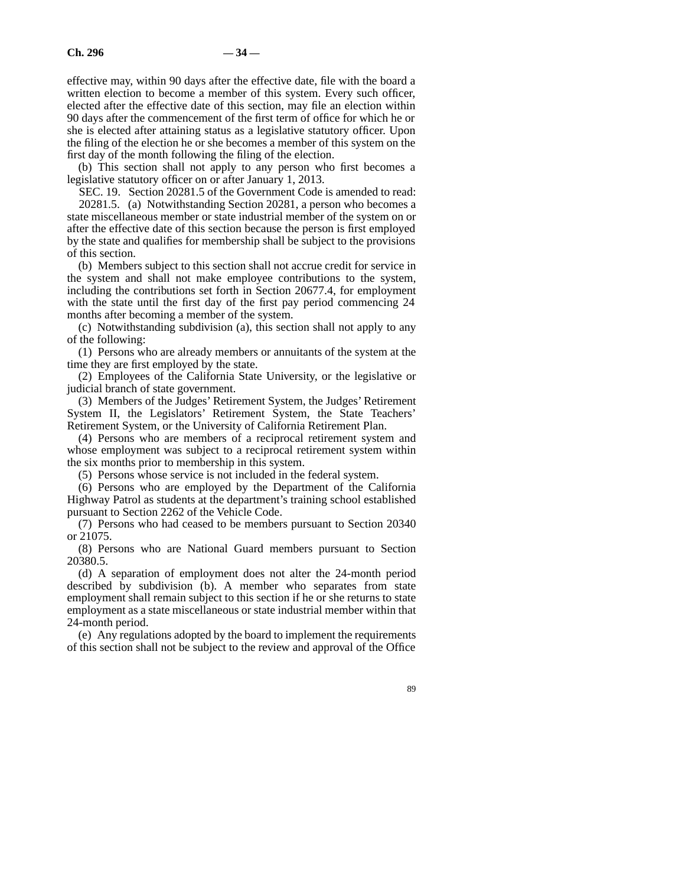effective may, within 90 days after the effective date, file with the board a written election to become a member of this system. Every such officer, elected after the effective date of this section, may file an election within 90 days after the commencement of the first term of office for which he or she is elected after attaining status as a legislative statutory officer. Upon the filing of the election he or she becomes a member of this system on the first day of the month following the filing of the election.

(b) This section shall not apply to any person who first becomes a legislative statutory officer on or after January 1, 2013.

SEC. 19. Section 20281.5 of the Government Code is amended to read:

20281.5. (a) Notwithstanding Section 20281, a person who becomes a state miscellaneous member or state industrial member of the system on or after the effective date of this section because the person is first employed by the state and qualifies for membership shall be subject to the provisions of this section.

(b) Members subject to this section shall not accrue credit for service in the system and shall not make employee contributions to the system, including the contributions set forth in Section 20677.4, for employment with the state until the first day of the first pay period commencing 24 months after becoming a member of the system.

(c) Notwithstanding subdivision (a), this section shall not apply to any of the following:

(1) Persons who are already members or annuitants of the system at the time they are first employed by the state.

(2) Employees of the California State University, or the legislative or judicial branch of state government.

(3) Members of the Judges' Retirement System, the Judges' Retirement System II, the Legislators' Retirement System, the State Teachers' Retirement System, or the University of California Retirement Plan.

(4) Persons who are members of a reciprocal retirement system and whose employment was subject to a reciprocal retirement system within the six months prior to membership in this system.

(5) Persons whose service is not included in the federal system.

(6) Persons who are employed by the Department of the California Highway Patrol as students at the department's training school established pursuant to Section 2262 of the Vehicle Code.

(7) Persons who had ceased to be members pursuant to Section 20340 or 21075.

(8) Persons who are National Guard members pursuant to Section 20380.5.

(d) A separation of employment does not alter the 24-month period described by subdivision (b). A member who separates from state employment shall remain subject to this section if he or she returns to state employment as a state miscellaneous or state industrial member within that 24-month period.

(e) Any regulations adopted by the board to implement the requirements of this section shall not be subject to the review and approval of the Office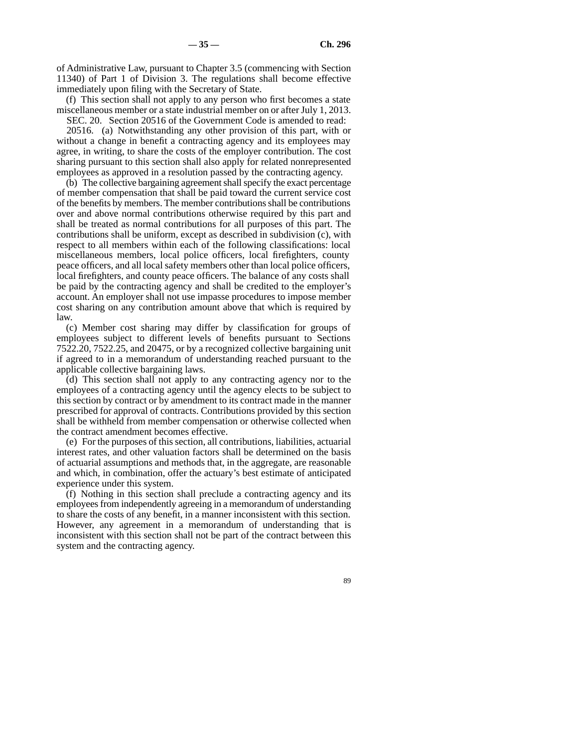of Administrative Law, pursuant to Chapter 3.5 (commencing with Section 11340) of Part 1 of Division 3. The regulations shall become effective immediately upon filing with the Secretary of State.

(f) This section shall not apply to any person who first becomes a state miscellaneous member or a state industrial member on or after July 1, 2013.

SEC. 20. Section 20516 of the Government Code is amended to read:

20516. (a) Notwithstanding any other provision of this part, with or without a change in benefit a contracting agency and its employees may agree, in writing, to share the costs of the employer contribution. The cost sharing pursuant to this section shall also apply for related nonrepresented employees as approved in a resolution passed by the contracting agency.

(b) The collective bargaining agreement shall specify the exact percentage of member compensation that shall be paid toward the current service cost of the benefits by members. The member contributions shall be contributions over and above normal contributions otherwise required by this part and shall be treated as normal contributions for all purposes of this part. The contributions shall be uniform, except as described in subdivision (c), with respect to all members within each of the following classifications: local miscellaneous members, local police officers, local firefighters, county peace officers, and all local safety members other than local police officers, local firefighters, and county peace officers. The balance of any costs shall be paid by the contracting agency and shall be credited to the employer's account. An employer shall not use impasse procedures to impose member cost sharing on any contribution amount above that which is required by law.

(c) Member cost sharing may differ by classification for groups of employees subject to different levels of benefits pursuant to Sections 7522.20, 7522.25, and 20475, or by a recognized collective bargaining unit if agreed to in a memorandum of understanding reached pursuant to the applicable collective bargaining laws.

(d) This section shall not apply to any contracting agency nor to the employees of a contracting agency until the agency elects to be subject to this section by contract or by amendment to its contract made in the manner prescribed for approval of contracts. Contributions provided by this section shall be withheld from member compensation or otherwise collected when the contract amendment becomes effective.

(e) For the purposes of this section, all contributions, liabilities, actuarial interest rates, and other valuation factors shall be determined on the basis of actuarial assumptions and methods that, in the aggregate, are reasonable and which, in combination, offer the actuary's best estimate of anticipated experience under this system.

(f) Nothing in this section shall preclude a contracting agency and its employees from independently agreeing in a memorandum of understanding to share the costs of any benefit, in a manner inconsistent with this section. However, any agreement in a memorandum of understanding that is inconsistent with this section shall not be part of the contract between this system and the contracting agency.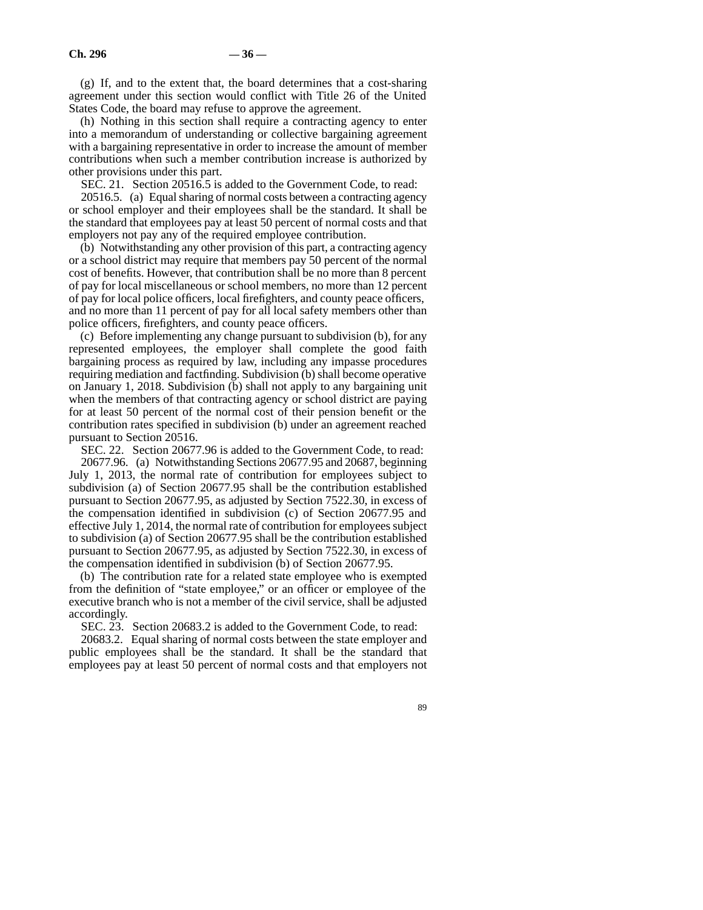(g) If, and to the extent that, the board determines that a cost-sharing agreement under this section would conflict with Title 26 of the United States Code, the board may refuse to approve the agreement.

(h) Nothing in this section shall require a contracting agency to enter into a memorandum of understanding or collective bargaining agreement with a bargaining representative in order to increase the amount of member contributions when such a member contribution increase is authorized by other provisions under this part.

SEC. 21. Section 20516.5 is added to the Government Code, to read:

20516.5. (a) Equal sharing of normal costs between a contracting agency or school employer and their employees shall be the standard. It shall be the standard that employees pay at least 50 percent of normal costs and that employers not pay any of the required employee contribution.

(b) Notwithstanding any other provision of this part, a contracting agency or a school district may require that members pay 50 percent of the normal cost of benefits. However, that contribution shall be no more than 8 percent of pay for local miscellaneous or school members, no more than 12 percent of pay for local police officers, local firefighters, and county peace officers, and no more than 11 percent of pay for all local safety members other than police officers, firefighters, and county peace officers.

(c) Before implementing any change pursuant to subdivision (b), for any represented employees, the employer shall complete the good faith bargaining process as required by law, including any impasse procedures requiring mediation and factfinding. Subdivision (b) shall become operative on January 1, 2018. Subdivision (b) shall not apply to any bargaining unit when the members of that contracting agency or school district are paying for at least 50 percent of the normal cost of their pension benefit or the contribution rates specified in subdivision (b) under an agreement reached pursuant to Section 20516.

SEC. 22. Section 20677.96 is added to the Government Code, to read:

20677.96. (a) Notwithstanding Sections 20677.95 and 20687, beginning July 1, 2013, the normal rate of contribution for employees subject to subdivision (a) of Section 20677.95 shall be the contribution established pursuant to Section 20677.95, as adjusted by Section 7522.30, in excess of the compensation identified in subdivision (c) of Section 20677.95 and effective July 1, 2014, the normal rate of contribution for employees subject to subdivision (a) of Section 20677.95 shall be the contribution established pursuant to Section 20677.95, as adjusted by Section 7522.30, in excess of the compensation identified in subdivision (b) of Section 20677.95.

(b) The contribution rate for a related state employee who is exempted from the definition of "state employee," or an officer or employee of the executive branch who is not a member of the civil service, shall be adjusted accordingly.

SEC. 23. Section 20683.2 is added to the Government Code, to read:

20683.2. Equal sharing of normal costs between the state employer and public employees shall be the standard. It shall be the standard that employees pay at least 50 percent of normal costs and that employers not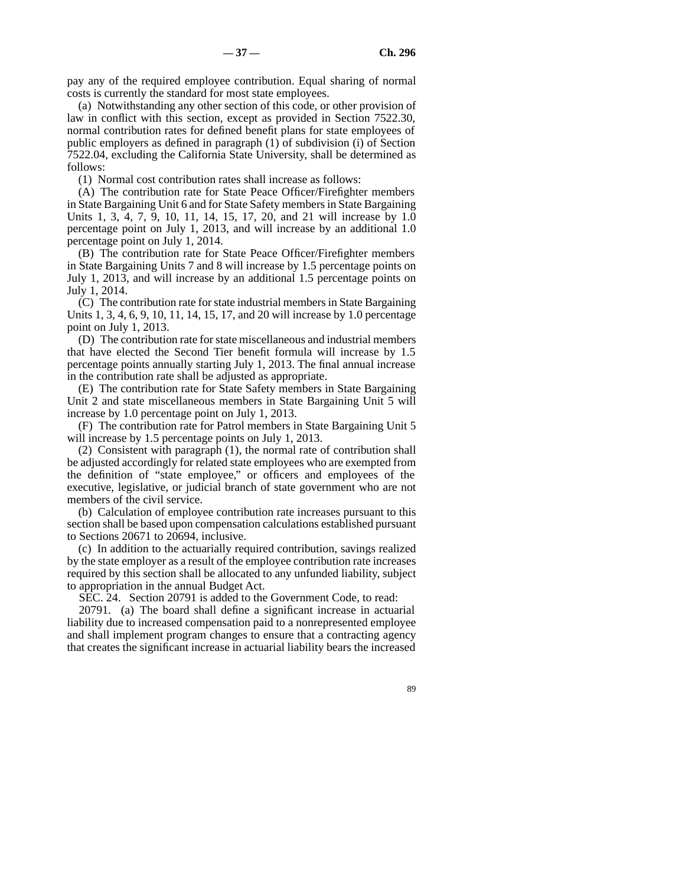pay any of the required employee contribution. Equal sharing of normal costs is currently the standard for most state employees.

(a) Notwithstanding any other section of this code, or other provision of law in conflict with this section, except as provided in Section 7522.30, normal contribution rates for defined benefit plans for state employees of public employers as defined in paragraph (1) of subdivision (i) of Section 7522.04, excluding the California State University, shall be determined as follows:

(1) Normal cost contribution rates shall increase as follows:

(A) The contribution rate for State Peace Officer/Firefighter members in State Bargaining Unit 6 and for State Safety members in State Bargaining Units 1, 3, 4, 7, 9, 10, 11, 14, 15, 17, 20, and 21 will increase by 1.0 percentage point on July 1, 2013, and will increase by an additional 1.0 percentage point on July 1, 2014.

(B) The contribution rate for State Peace Officer/Firefighter members in State Bargaining Units 7 and 8 will increase by 1.5 percentage points on July 1, 2013, and will increase by an additional 1.5 percentage points on July 1, 2014.

(C) The contribution rate for state industrial members in State Bargaining Units 1, 3, 4, 6, 9, 10, 11, 14, 15, 17, and 20 will increase by 1.0 percentage point on July 1, 2013.

(D) The contribution rate for state miscellaneous and industrial members that have elected the Second Tier benefit formula will increase by 1.5 percentage points annually starting July 1, 2013. The final annual increase in the contribution rate shall be adjusted as appropriate.

(E) The contribution rate for State Safety members in State Bargaining Unit 2 and state miscellaneous members in State Bargaining Unit 5 will increase by 1.0 percentage point on July 1, 2013.

(F) The contribution rate for Patrol members in State Bargaining Unit 5 will increase by 1.5 percentage points on July 1, 2013.

(2) Consistent with paragraph (1), the normal rate of contribution shall be adjusted accordingly for related state employees who are exempted from the definition of "state employee," or officers and employees of the executive, legislative, or judicial branch of state government who are not members of the civil service.

(b) Calculation of employee contribution rate increases pursuant to this section shall be based upon compensation calculations established pursuant to Sections 20671 to 20694, inclusive.

(c) In addition to the actuarially required contribution, savings realized by the state employer as a result of the employee contribution rate increases required by this section shall be allocated to any unfunded liability, subject to appropriation in the annual Budget Act.

SEC. 24. Section 20791 is added to the Government Code, to read:

20791. (a) The board shall define a significant increase in actuarial liability due to increased compensation paid to a nonrepresented employee and shall implement program changes to ensure that a contracting agency that creates the significant increase in actuarial liability bears the increased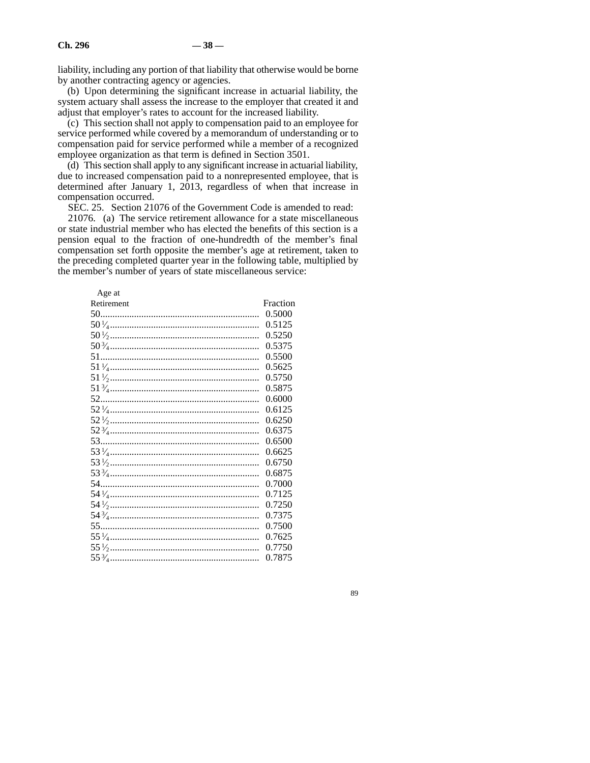liability, including any portion of that liability that otherwise would be borne by another contracting agency or agencies.

(b) Upon determining the significant increase in actuarial liability, the system actuary shall assess the increase to the employer that created it and adjust that employer's rates to account for the increased liability.

(c) This section shall not apply to compensation paid to an employee for service performed while covered by a memorandum of understanding or to compensation paid for service performed while a member of a recognized employee organization as that term is defined in Section 3501.

(d) This section shall apply to any significant increase in actuarial liability, due to increased compensation paid to a nonrepresented employee, that is determined after January 1, 2013, regardless of when that increase in compensation occurred.

SEC. 25. Section 21076 of the Government Code is amended to read:

21076. (a) The service retirement allowance for a state miscellaneous or state industrial member who has elected the benefits of this section is a pension equal to the fraction of one-hundredth of the member's final compensation set forth opposite the member's age at retirement, taken to the preceding completed quarter year in the following table, multiplied by the member's number of years of state miscellaneous service:

| Age at Retirement | Fraction |
|---|---|
| 50 | 0.5000 |
| 50 1/4 | 0.5125 |
| 50 1/2 | 0.5250 |
| 50 3/4 | 0.5375 |
| 51 | 0.5500 |
| 51 1/4 | 0.5625 |
| 51 1/2 | 0.5750 |
| 51 3/4 | 0.5875 |
| 52 | 0.6000 |
| 52 1/4 | 0.6125 |
| 52 1/2 | 0.6250 |
| 52 3/4 | 0.6375 |
| 53 | 0.6500 |
| 53 1/4 | 0.6625 |
| 53 1/2 | 0.6750 |
| 53 3/4 | 0.6875 |
| 54 | 0.7000 |
| 54 1/4 | 0.7125 |
| 54 1/2 | 0.7250 |
| 54 3/4 | 0.7375 |
| 55 | 0.7500 |
| 55 1/4 | 0.7625 |
| 55 1/2 | 0.7750 |
| 55 3/4 | 0.7875 |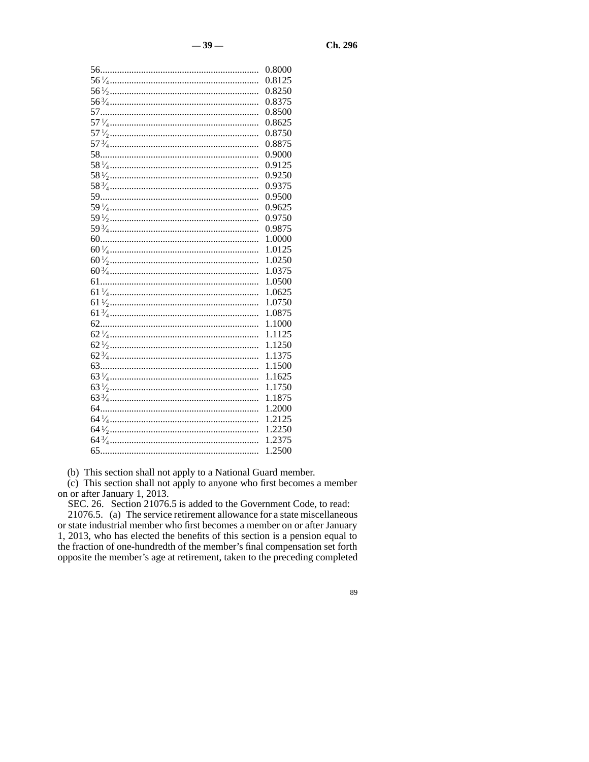| Age at Retirement | Fraction |
| --- | --- |
| 56 | 0.8000 |
| 56¼ | 0.8125 |
| 56½ | 0.8250 |
| 56¾ | 0.8375 |
| 57 | 0.8500 |
| 57¼ | 0.8625 |
| 57½ | 0.8750 |
| 57¾ | 0.8875 |
| 58 | 0.9000 |
| 58¼ | 0.9125 |
| 58½ | 0.9250 |
| 58¾ | 0.9375 |
| 59 | 0.9500 |
| 59¼ | 0.9625 |
| 59½ | 0.9750 |
| 59¾ | 0.9875 |
| 60 | 1.0000 |
| 60¼ | 1.0125 |
| 60½ | 1.0250 |
| 60¾ | 1.0375 |
| 61 | 1.0500 |
| 61¼ | 1.0625 |
| 61½ | 1.0750 |
| 61¾ | 1.0875 |
| 62 | 1.1000 |
| 62¼ | 1.1125 |
| 62½ | 1.1250 |
| 62¾ | 1.1375 |
| 63 | 1.1500 |
| 63¼ | 1.1625 |
| 63½ | 1.1750 |
| 63¾ | 1.1875 |
| 64 | 1.2000 |
| 64¼ | 1.2125 |
| 64½ | 1.2250 |
| 64¾ | 1.2375 |
| 65 | 1.2500 |

(b) This section shall not apply to a National Guard member.

(c) This section shall not apply to anyone who first becomes a member on or after January 1, 2013.

SEC. 26. Section 21076.5 is added to the Government Code, to read:

21076.5. (a) The service retirement allowance for a state miscellaneous or state industrial member who first becomes a member on or after January 1, 2013, who has elected the benefits of this section is a pension equal to the fraction of one-hundredth of the member's final compensation set forth opposite the member's age at retirement, taken to the preceding completed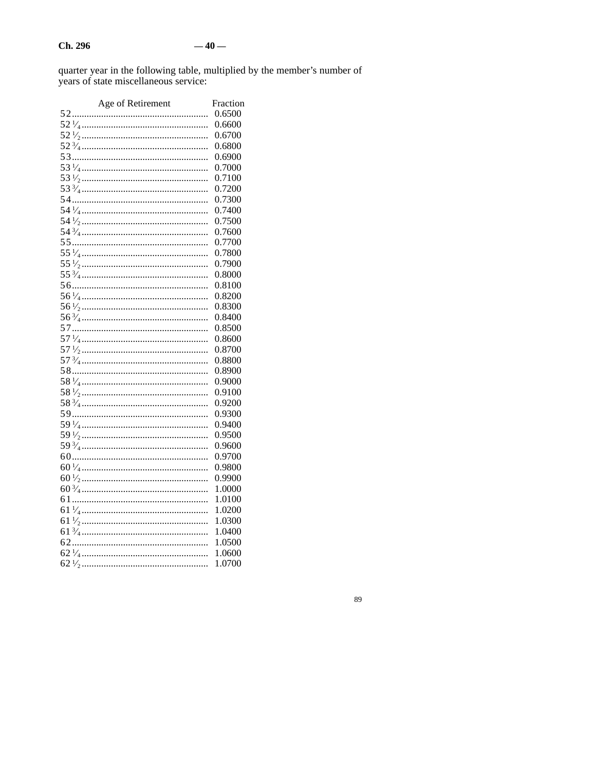quarter year in the following table, multiplied by the member's number of years of state miscellaneous service:

| Age of Retirement | Fraction |
|---|---|
| 52 | 0.6500 |
| 52 1/4 | 0.6600 |
| 52 1/2 | 0.6700 |
| 52 3/4 | 0.6800 |
| 53 | 0.6900 |
| 53 1/4 | 0.7000 |
| 53 1/2 | 0.7100 |
| 53 3/4 | 0.7200 |
| 54 | 0.7300 |
| 54 1/4 | 0.7400 |
| 54 1/2 | 0.7500 |
| 54 3/4 | 0.7600 |
| 55 | 0.7700 |
| 55 1/4 | 0.7800 |
| 55 1/2 | 0.7900 |
| 55 3/4 | 0.8000 |
| 56 | 0.8100 |
| 56 1/4 | 0.8200 |
| 56 1/2 | 0.8300 |
| 56 3/4 | 0.8400 |
| 57 | 0.8500 |
| 57 1/4 | 0.8600 |
| 57 1/2 | 0.8700 |
| 57 3/4 | 0.8800 |
| 58 | 0.8900 |
| 58 1/4 | 0.9000 |
| 58 1/2 | 0.9100 |
| 58 3/4 | 0.9200 |
| 59 | 0.9300 |
| 59 1/4 | 0.9400 |
| 59 1/2 | 0.9500 |
| 59 3/4 | 0.9600 |
| 60 | 0.9700 |
| 60 1/4 | 0.9800 |
| 60 1/2 | 0.9900 |
| 60 3/4 | 1.0000 |
| 61 | 1.0100 |
| 61 1/4 | 1.0200 |
| 61 1/2 | 1.0300 |
| 61 3/4 | 1.0400 |
| 62 | 1.0500 |
| 62 1/4 | 1.0600 |
| 62 1/2 | 1.0700 |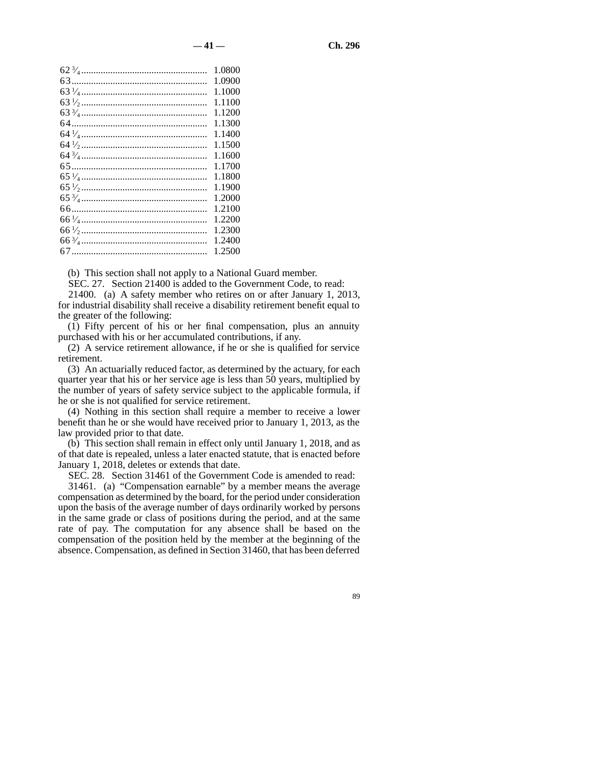| | |
|---|---|
| 62 3/4 | 1.0800 |
| 63 | 1.0900 |
| 63 1/4 | 1.1000 |
| 63 1/2 | 1.1100 |
| 63 3/4 | 1.1200 |
| 64 | 1.1300 |
| 64 1/4 | 1.1400 |
| 64 1/2 | 1.1500 |
| 64 3/4 | 1.1600 |
| 65 | 1.1700 |
| 65 1/4 | 1.1800 |
| 65 1/2 | 1.1900 |
| 65 3/4 | 1.2000 |
| 66 | 1.2100 |
| 66 1/4 | 1.2200 |
| 66 1/2 | 1.2300 |
| 66 3/4 | 1.2400 |
| 67 | 1.2500 |

(b) This section shall not apply to a National Guard member.

SEC. 27. Section 21400 is added to the Government Code, to read:

21400. (a) A safety member who retires on or after January 1, 2013, for industrial disability shall receive a disability retirement benefit equal to the greater of the following:

(1) Fifty percent of his or her final compensation, plus an annuity purchased with his or her accumulated contributions, if any.

(2) A service retirement allowance, if he or she is qualified for service retirement.

(3) An actuarially reduced factor, as determined by the actuary, for each quarter year that his or her service age is less than 50 years, multiplied by the number of years of safety service subject to the applicable formula, if he or she is not qualified for service retirement.

(4) Nothing in this section shall require a member to receive a lower benefit than he or she would have received prior to January 1, 2013, as the law provided prior to that date.

(b) This section shall remain in effect only until January 1, 2018, and as of that date is repealed, unless a later enacted statute, that is enacted before January 1, 2018, deletes or extends that date.

SEC. 28. Section 31461 of the Government Code is amended to read:

31461. (a) "Compensation earnable" by a member means the average compensation as determined by the board, for the period under consideration upon the basis of the average number of days ordinarily worked by persons in the same grade or class of positions during the period, and at the same rate of pay. The computation for any absence shall be based on the compensation of the position held by the member at the beginning of the absence. Compensation, as defined in Section 31460, that has been deferred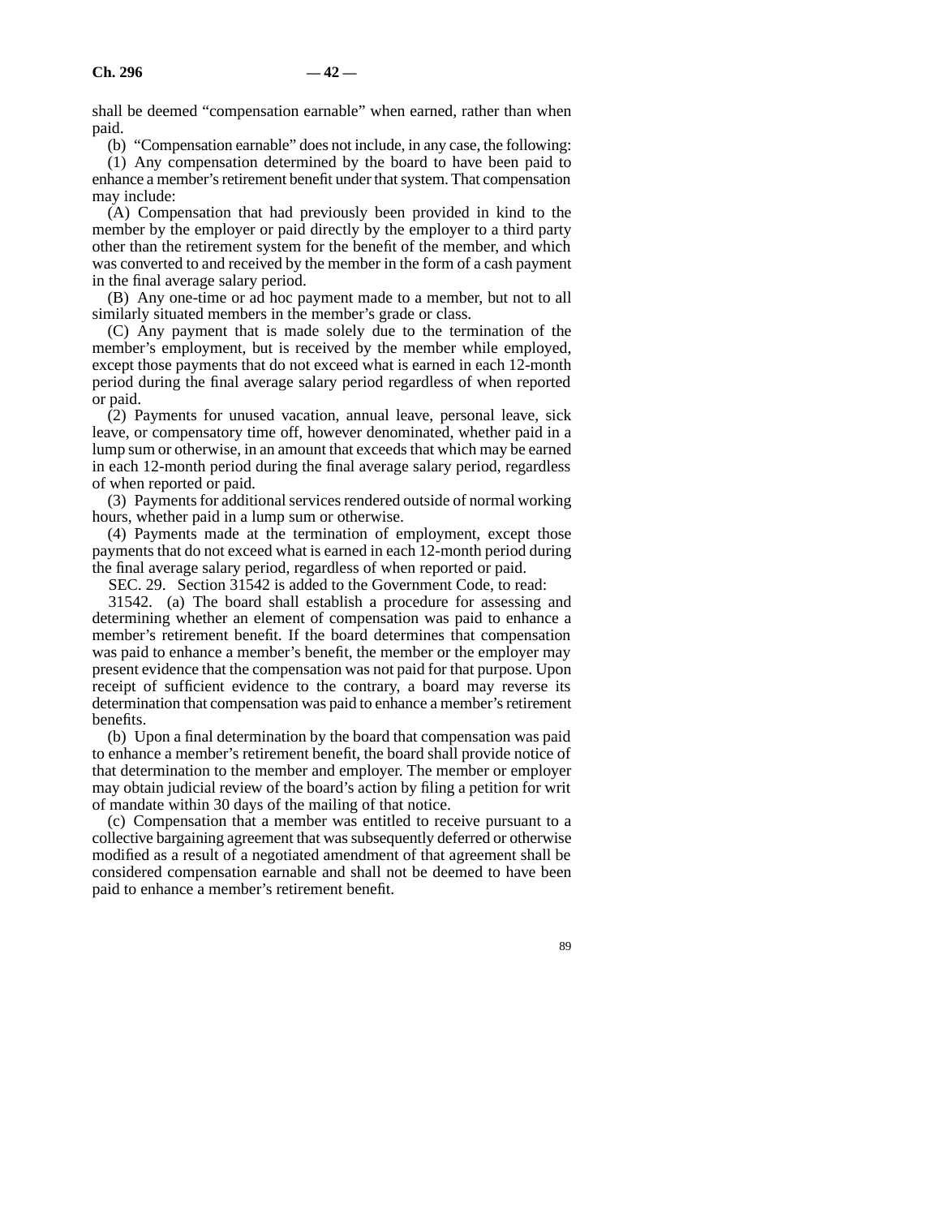shall be deemed "compensation earnable" when earned, rather than when paid.

(b) "Compensation earnable" does not include, in any case, the following:

(1) Any compensation determined by the board to have been paid to enhance a member's retirement benefit under that system. That compensation may include:

(A) Compensation that had previously been provided in kind to the member by the employer or paid directly by the employer to a third party other than the retirement system for the benefit of the member, and which was converted to and received by the member in the form of a cash payment in the final average salary period.

(B) Any one-time or ad hoc payment made to a member, but not to all similarly situated members in the member's grade or class.

(C) Any payment that is made solely due to the termination of the member's employment, but is received by the member while employed, except those payments that do not exceed what is earned in each 12-month period during the final average salary period regardless of when reported or paid.

(2) Payments for unused vacation, annual leave, personal leave, sick leave, or compensatory time off, however denominated, whether paid in a lump sum or otherwise, in an amount that exceeds that which may be earned in each 12-month period during the final average salary period, regardless of when reported or paid.

(3) Payments for additional services rendered outside of normal working hours, whether paid in a lump sum or otherwise.

(4) Payments made at the termination of employment, except those payments that do not exceed what is earned in each 12-month period during the final average salary period, regardless of when reported or paid.

SEC. 29. Section 31542 is added to the Government Code, to read:

31542. (a) The board shall establish a procedure for assessing and determining whether an element of compensation was paid to enhance a member's retirement benefit. If the board determines that compensation was paid to enhance a member's benefit, the member or the employer may present evidence that the compensation was not paid for that purpose. Upon receipt of sufficient evidence to the contrary, a board may reverse its determination that compensation was paid to enhance a member's retirement benefits.

(b) Upon a final determination by the board that compensation was paid to enhance a member's retirement benefit, the board shall provide notice of that determination to the member and employer. The member or employer may obtain judicial review of the board's action by filing a petition for writ of mandate within 30 days of the mailing of that notice.

(c) Compensation that a member was entitled to receive pursuant to a collective bargaining agreement that was subsequently deferred or otherwise modified as a result of a negotiated amendment of that agreement shall be considered compensation earnable and shall not be deemed to have been paid to enhance a member's retirement benefit.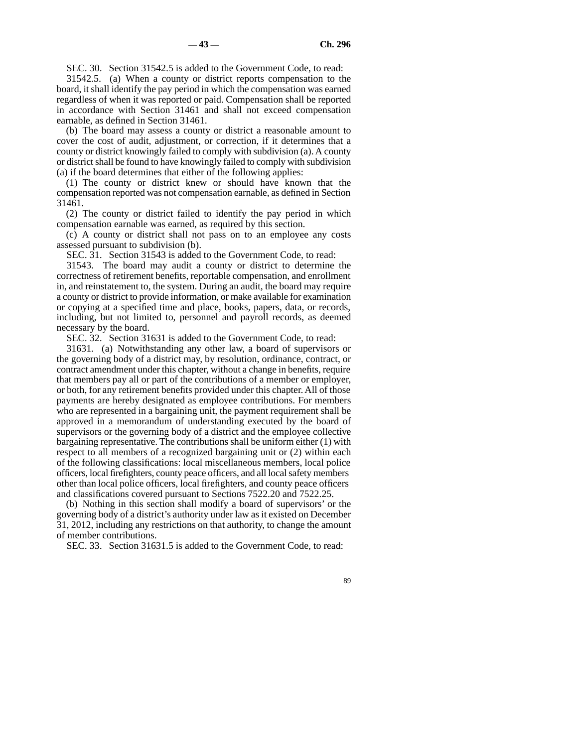SEC. 30. Section 31542.5 is added to the Government Code, to read:

31542.5. (a) When a county or district reports compensation to the board, it shall identify the pay period in which the compensation was earned regardless of when it was reported or paid. Compensation shall be reported in accordance with Section 31461 and shall not exceed compensation earnable, as defined in Section 31461.

(b) The board may assess a county or district a reasonable amount to cover the cost of audit, adjustment, or correction, if it determines that a county or district knowingly failed to comply with subdivision (a). A county or district shall be found to have knowingly failed to comply with subdivision (a) if the board determines that either of the following applies:

(1) The county or district knew or should have known that the compensation reported was not compensation earnable, as defined in Section 31461.

(2) The county or district failed to identify the pay period in which compensation earnable was earned, as required by this section.

(c) A county or district shall not pass on to an employee any costs assessed pursuant to subdivision (b).

SEC. 31. Section 31543 is added to the Government Code, to read:

31543. The board may audit a county or district to determine the correctness of retirement benefits, reportable compensation, and enrollment in, and reinstatement to, the system. During an audit, the board may require a county or district to provide information, or make available for examination or copying at a specified time and place, books, papers, data, or records, including, but not limited to, personnel and payroll records, as deemed necessary by the board.

SEC. 32. Section 31631 is added to the Government Code, to read:

31631. (a) Notwithstanding any other law, a board of supervisors or the governing body of a district may, by resolution, ordinance, contract, or contract amendment under this chapter, without a change in benefits, require that members pay all or part of the contributions of a member or employer, or both, for any retirement benefits provided under this chapter. All of those payments are hereby designated as employee contributions. For members who are represented in a bargaining unit, the payment requirement shall be approved in a memorandum of understanding executed by the board of supervisors or the governing body of a district and the employee collective bargaining representative. The contributions shall be uniform either (1) with respect to all members of a recognized bargaining unit or (2) within each of the following classifications: local miscellaneous members, local police officers, local firefighters, county peace officers, and all local safety members other than local police officers, local firefighters, and county peace officers and classifications covered pursuant to Sections 7522.20 and 7522.25.

(b) Nothing in this section shall modify a board of supervisors' or the governing body of a district's authority under law as it existed on December 31, 2012, including any restrictions on that authority, to change the amount of member contributions.

SEC. 33. Section 31631.5 is added to the Government Code, to read: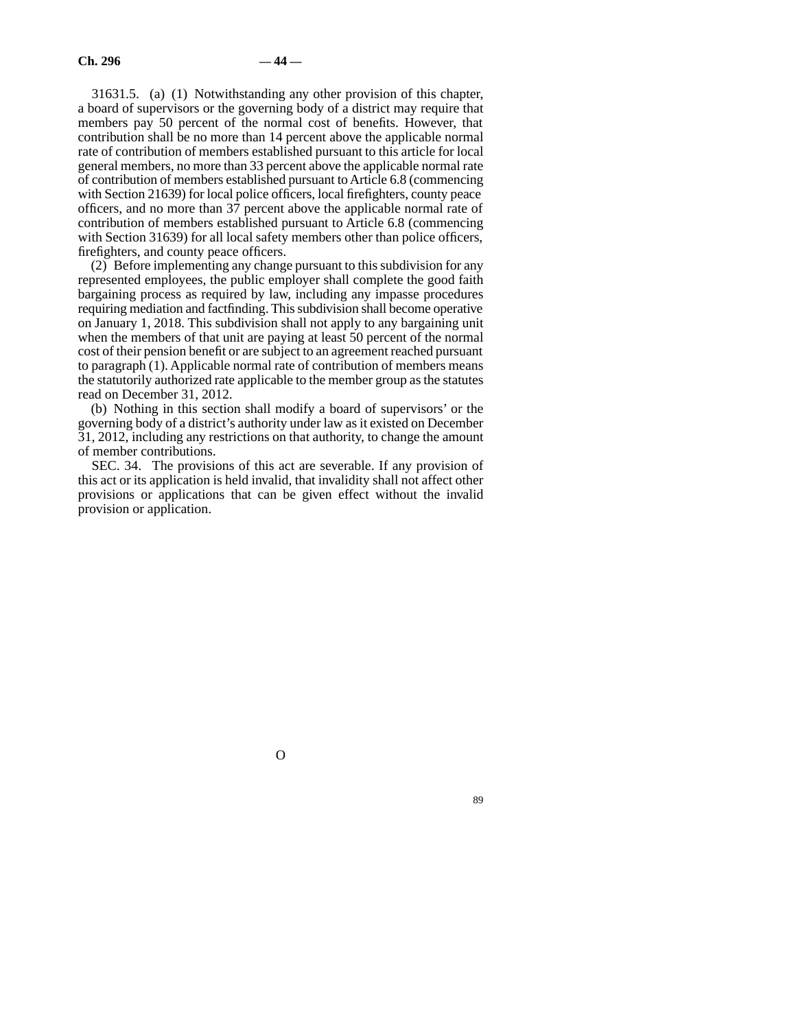31631.5. (a) (1) Notwithstanding any other provision of this chapter, a board of supervisors or the governing body of a district may require that members pay 50 percent of the normal cost of benefits. However, that contribution shall be no more than 14 percent above the applicable normal rate of contribution of members established pursuant to this article for local general members, no more than 33 percent above the applicable normal rate of contribution of members established pursuant to Article 6.8 (commencing with Section 21639) for local police officers, local firefighters, county peace officers, and no more than 37 percent above the applicable normal rate of contribution of members established pursuant to Article 6.8 (commencing with Section 31639) for all local safety members other than police officers, firefighters, and county peace officers.

(2) Before implementing any change pursuant to this subdivision for any represented employees, the public employer shall complete the good faith bargaining process as required by law, including any impasse procedures requiring mediation and factfinding. This subdivision shall become operative on January 1, 2018. This subdivision shall not apply to any bargaining unit when the members of that unit are paying at least 50 percent of the normal cost of their pension benefit or are subject to an agreement reached pursuant to paragraph (1). Applicable normal rate of contribution of members means the statutorily authorized rate applicable to the member group as the statutes read on December 31, 2012.

(b) Nothing in this section shall modify a board of supervisors' or the governing body of a district's authority under law as it existed on December 31, 2012, including any restrictions on that authority, to change the amount of member contributions.

SEC. 34. The provisions of this act are severable. If any provision of this act or its application is held invalid, that invalidity shall not affect other provisions or applications that can be given effect without the invalid provision or application.